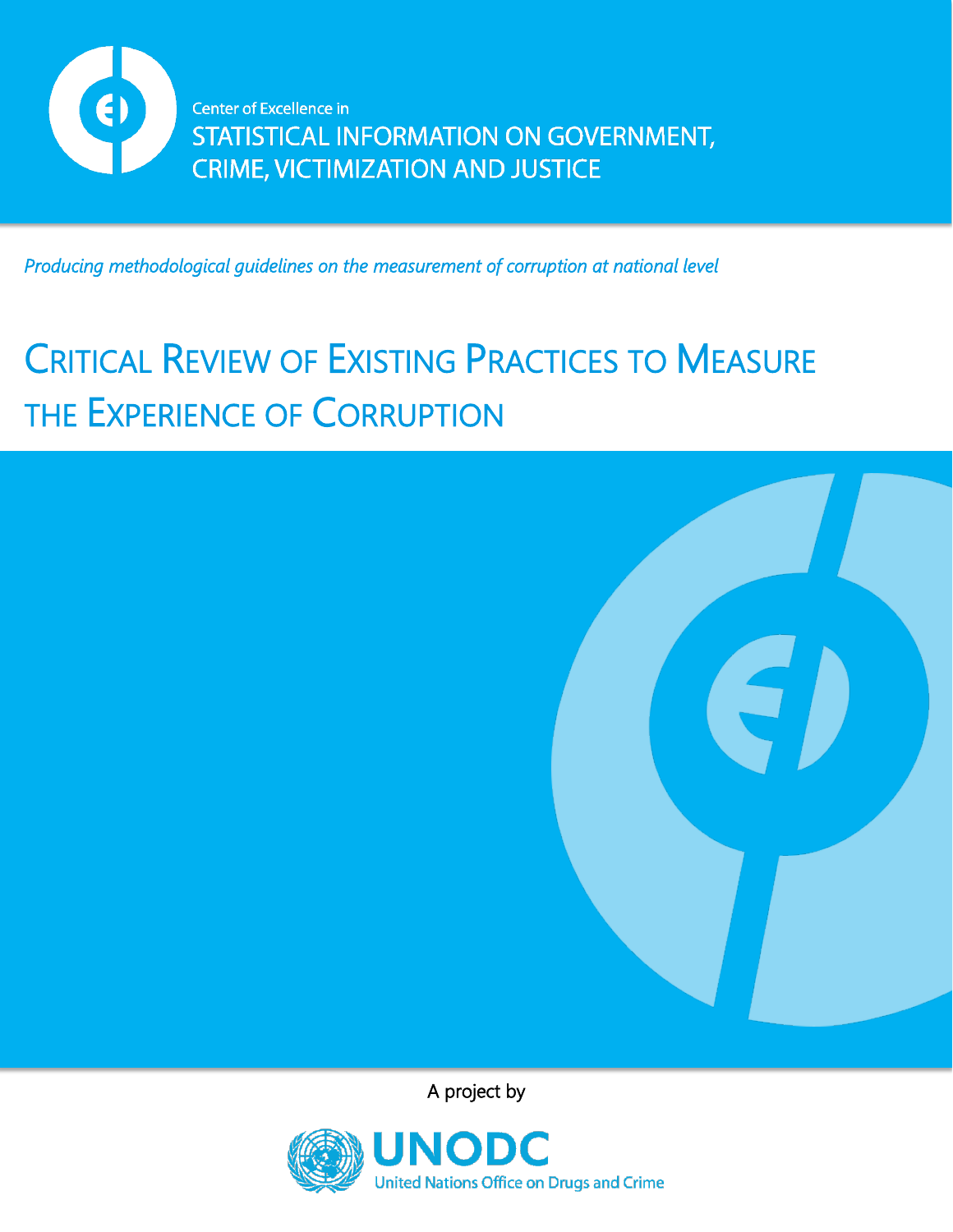Center of Excellence in

STATISTICAL INFORMATION ON GOVERNMENT, CRIME, VICTIMIZATION AND JUSTICE

*Producing methodological guidelines on the measurement of corruption at national level*

# Critical Review of Existing Practices to Measure the Experience of Corruption

A project by

UNODC

United Nations Office on Drugs and Crime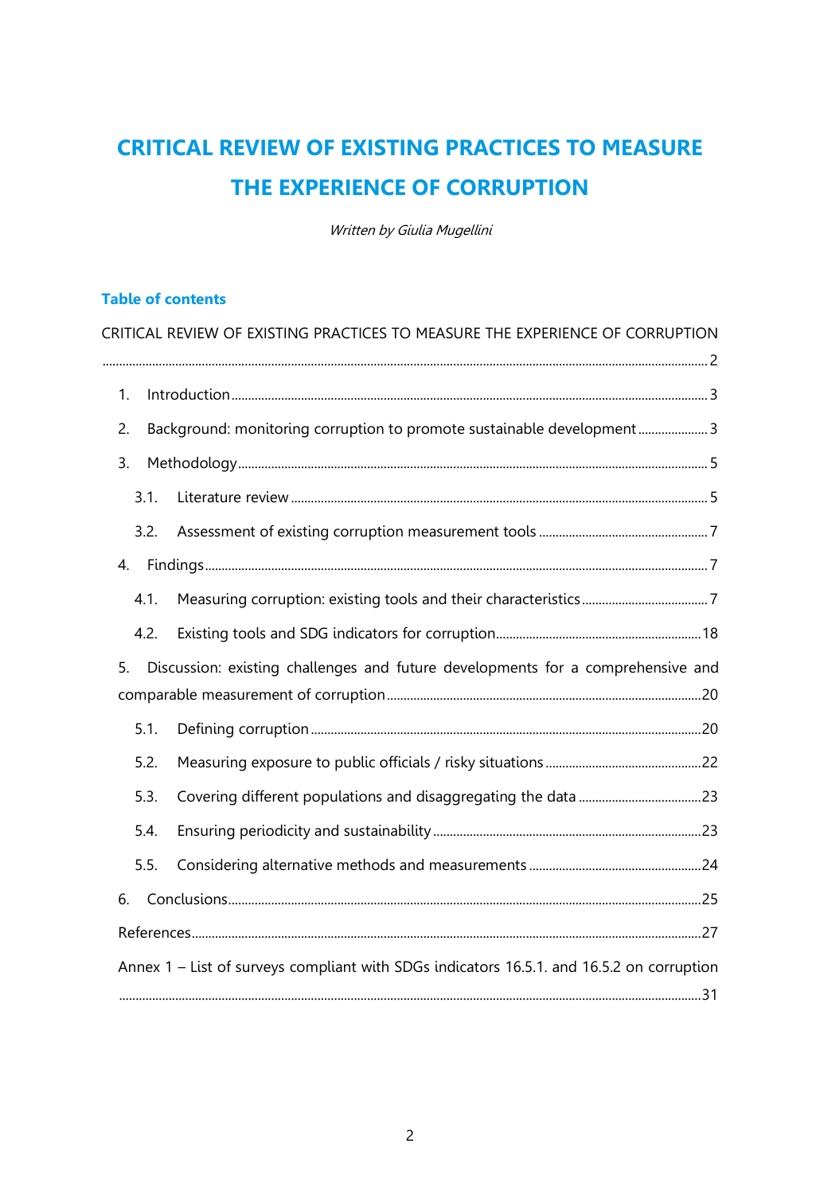# CRITICAL REVIEW OF EXISTING PRACTICES TO MEASURE THE EXPERIENCE OF CORRUPTION

*Written by Giulia Mugellini*

### Table of contents

CRITICAL REVIEW OF EXISTING PRACTICES TO MEASURE THE EXPERIENCE OF CORRUPTION ..... 2

1. Introduction ..... 3
2. Background: monitoring corruption to promote sustainable development ..... 3
3. Methodology ..... 5
   - 3.1. Literature review ..... 5
   - 3.2. Assessment of existing corruption measurement tools ..... 7
4. Findings ..... 7
   - 4.1. Measuring corruption: existing tools and their characteristics ..... 7
   - 4.2. Existing tools and SDG indicators for corruption ..... 18
5. Discussion: existing challenges and future developments for a comprehensive and comparable measurement of corruption ..... 20
   - 5.1. Defining corruption ..... 20
   - 5.2. Measuring exposure to public officials / risky situations ..... 22
   - 5.3. Covering different populations and disaggregating the data ..... 23
   - 5.4. Ensuring periodicity and sustainability ..... 23
   - 5.5. Considering alternative methods and measurements ..... 24
6. Conclusions ..... 25

References ..... 27

Annex 1 – List of surveys compliant with SDGs indicators 16.5.1. and 16.5.2 on corruption ..... 31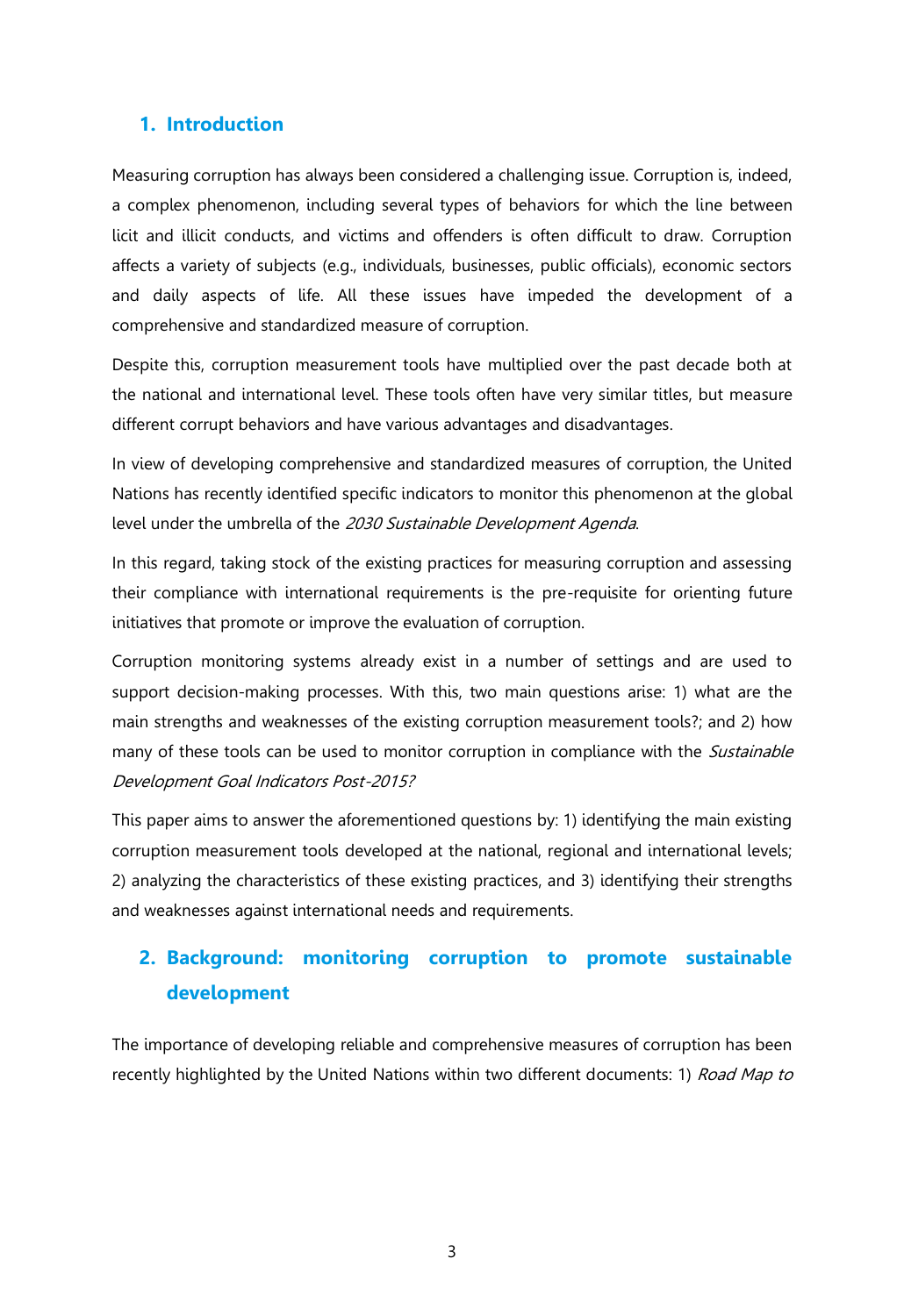## 1. Introduction

Measuring corruption has always been considered a challenging issue. Corruption is, indeed, a complex phenomenon, including several types of behaviors for which the line between licit and illicit conducts, and victims and offenders is often difficult to draw. Corruption affects a variety of subjects (e.g., individuals, businesses, public officials), economic sectors and daily aspects of life. All these issues have impeded the development of a comprehensive and standardized measure of corruption.

Despite this, corruption measurement tools have multiplied over the past decade both at the national and international level. These tools often have very similar titles, but measure different corrupt behaviors and have various advantages and disadvantages.

In view of developing comprehensive and standardized measures of corruption, the United Nations has recently identified specific indicators to monitor this phenomenon at the global level under the umbrella of the *2030 Sustainable Development Agenda*.

In this regard, taking stock of the existing practices for measuring corruption and assessing their compliance with international requirements is the pre-requisite for orienting future initiatives that promote or improve the evaluation of corruption.

Corruption monitoring systems already exist in a number of settings and are used to support decision-making processes. With this, two main questions arise: 1) what are the main strengths and weaknesses of the existing corruption measurement tools?; and 2) how many of these tools can be used to monitor corruption in compliance with the *Sustainable Development Goal Indicators Post-2015?*

This paper aims to answer the aforementioned questions by: 1) identifying the main existing corruption measurement tools developed at the national, regional and international levels; 2) analyzing the characteristics of these existing practices, and 3) identifying their strengths and weaknesses against international needs and requirements.

## 2. Background: monitoring corruption to promote sustainable development

The importance of developing reliable and comprehensive measures of corruption has been recently highlighted by the United Nations within two different documents: 1) *Road Map to*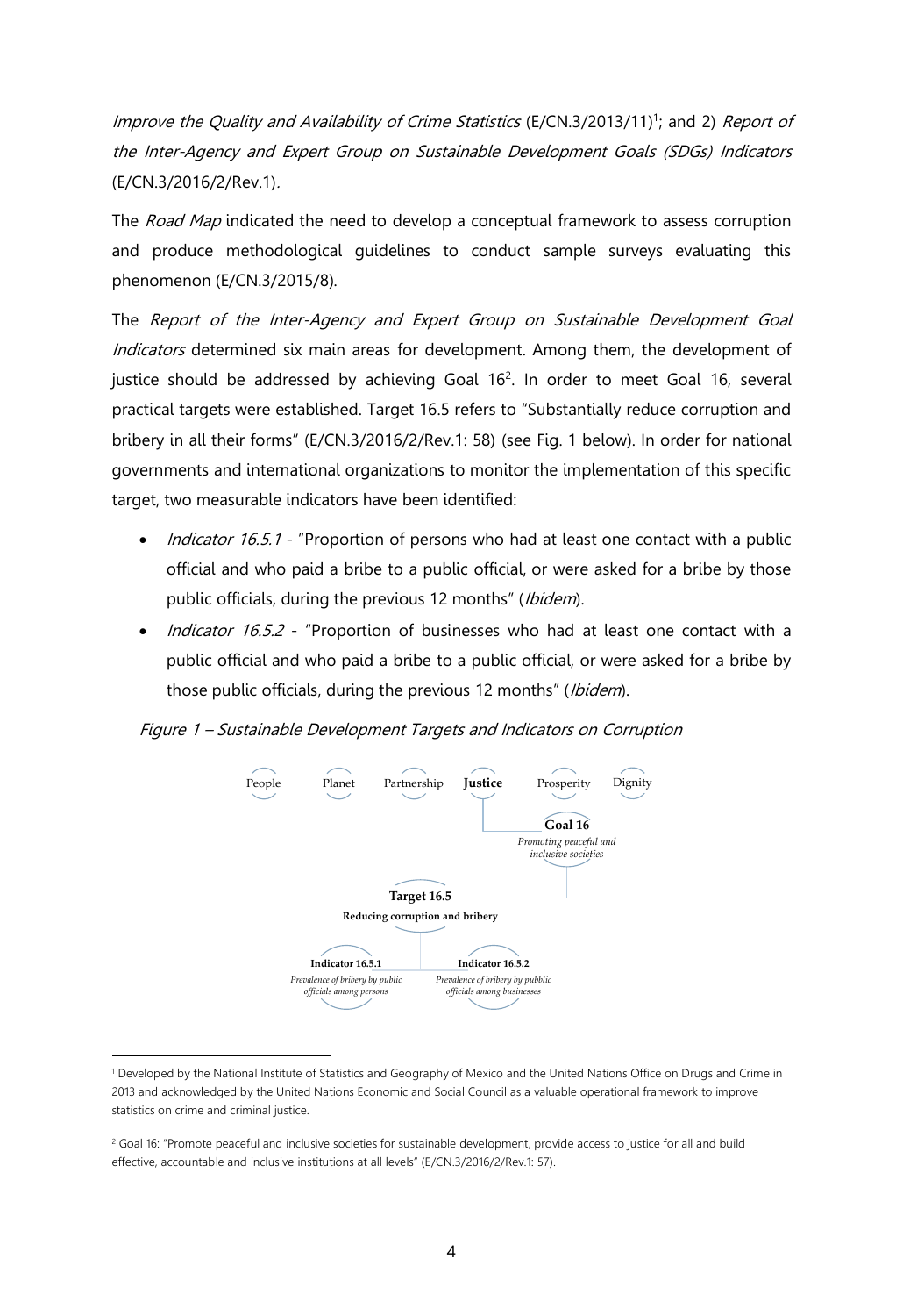*Improve the Quality and Availability of Crime Statistics* (E/CN.3/2013/11)[1]; and 2) *Report of the Inter-Agency and Expert Group on Sustainable Development Goals (SDGs) Indicators* (E/CN.3/2016/2/Rev.1).

The *Road Map* indicated the need to develop a conceptual framework to assess corruption and produce methodological guidelines to conduct sample surveys evaluating this phenomenon (E/CN.3/2015/8).

The *Report of the Inter-Agency and Expert Group on Sustainable Development Goal Indicators* determined six main areas for development. Among them, the development of justice should be addressed by achieving Goal 16[2]. In order to meet Goal 16, several practical targets were established. Target 16.5 refers to "Substantially reduce corruption and bribery in all their forms" (E/CN.3/2016/2/Rev.1: 58) (see Fig. 1 below). In order for national governments and international organizations to monitor the implementation of this specific target, two measurable indicators have been identified:

- *Indicator 16.5.1* - "Proportion of persons who had at least one contact with a public official and who paid a bribe to a public official, or were asked for a bribe by those public officials, during the previous 12 months" (*Ibidem*).
- *Indicator 16.5.2* - "Proportion of businesses who had at least one contact with a public official and who paid a bribe to a public official, or were asked for a bribe by those public officials, during the previous 12 months" (*Ibidem*).

*Figure 1 – Sustainable Development Targets and Indicators on Corruption*

People | Planet | Partnership | **Justice** | Prosperity | Dignity

**Goal 16**
*Promoting peaceful and inclusive societies*

**Target 16.5**
**Reducing corruption and bribery**

**Indicator 16.5.1**
*Prevalence of bribery by public officials among persons*

**Indicator 16.5.2**
*Prevalence of bribery by pubblic officials among businesses*

---

[1] Developed by the National Institute of Statistics and Geography of Mexico and the United Nations Office on Drugs and Crime in 2013 and acknowledged by the United Nations Economic and Social Council as a valuable operational framework to improve statistics on crime and criminal justice.

[2] Goal 16: "Promote peaceful and inclusive societies for sustainable development, provide access to justice for all and build effective, accountable and inclusive institutions at all levels" (E/CN.3/2016/2/Rev.1: 57).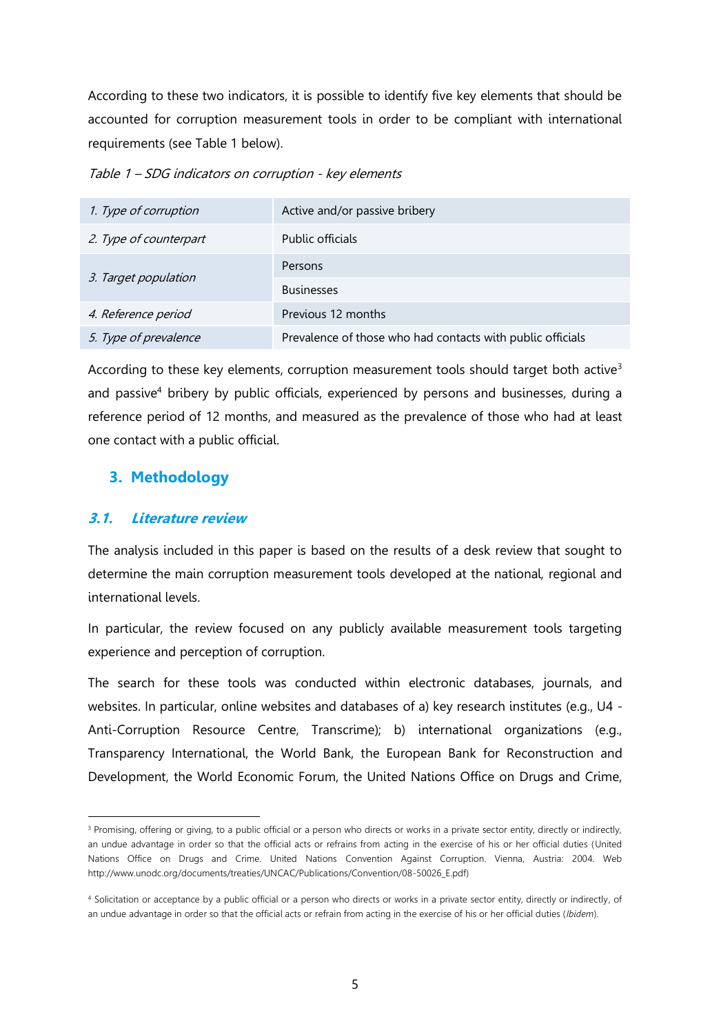According to these two indicators, it is possible to identify five key elements that should be accounted for corruption measurement tools in order to be compliant with international requirements (see Table 1 below).

*Table 1 – SDG indicators on corruption - key elements*

| | |
|---|---|
| *1. Type of corruption* | Active and/or passive bribery |
| *2. Type of counterpart* | Public officials |
| *3. Target population* | Persons |
| | Businesses |
| *4. Reference period* | Previous 12 months |
| *5. Type of prevalence* | Prevalence of those who had contacts with public officials |

According to these key elements, corruption measurement tools should target both active[3] and passive[4] bribery by public officials, experienced by persons and businesses, during a reference period of 12 months, and measured as the prevalence of those who had at least one contact with a public official.

## 3. Methodology

### *3.1. Literature review*

The analysis included in this paper is based on the results of a desk review that sought to determine the main corruption measurement tools developed at the national, regional and international levels.

In particular, the review focused on any publicly available measurement tools targeting experience and perception of corruption.

The search for these tools was conducted within electronic databases, journals, and websites. In particular, online websites and databases of a) key research institutes (e.g., U4 - Anti-Corruption Resource Centre, Transcrime); b) international organizations (e.g., Transparency International, the World Bank, the European Bank for Reconstruction and Development, the World Economic Forum, the United Nations Office on Drugs and Crime,

---

[3] Promising, offering or giving, to a public official or a person who directs or works in a private sector entity, directly or indirectly, an undue advantage in order so that the official acts or refrains from acting in the exercise of his or her official duties (United Nations Office on Drugs and Crime. United Nations Convention Against Corruption. Vienna, Austria: 2004. Web http://www.unodc.org/documents/treaties/UNCAC/Publications/Convention/08-50026_E.pdf)

[4] Solicitation or acceptance by a public official or a person who directs or works in a private sector entity, directly or indirectly, of an undue advantage in order so that the official acts or refrain from acting in the exercise of his or her official duties (*Ibidem*).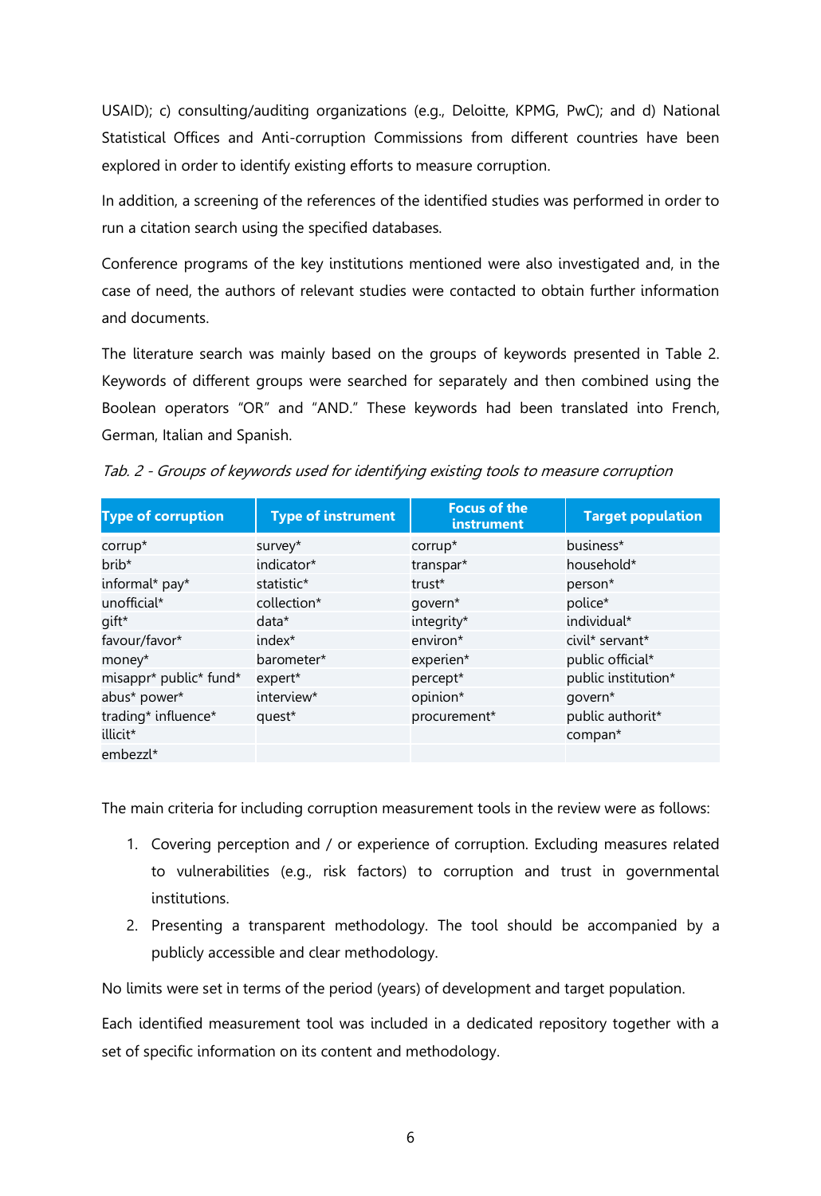USAID); c) consulting/auditing organizations (e.g., Deloitte, KPMG, PwC); and d) National Statistical Offices and Anti-corruption Commissions from different countries have been explored in order to identify existing efforts to measure corruption.

In addition, a screening of the references of the identified studies was performed in order to run a citation search using the specified databases.

Conference programs of the key institutions mentioned were also investigated and, in the case of need, the authors of relevant studies were contacted to obtain further information and documents.

The literature search was mainly based on the groups of keywords presented in Table 2. Keywords of different groups were searched for separately and then combined using the Boolean operators "OR" and "AND." These keywords had been translated into French, German, Italian and Spanish.

*Tab. 2 - Groups of keywords used for identifying existing tools to measure corruption*

| Type of corruption | Type of instrument | Focus of the instrument | Target population |
|---|---|---|---|
| corrup* | survey* | corrup* | business* |
| brib* | indicator* | transpar* | household* |
| informal* pay* | statistic* | trust* | person* |
| unofficial* | collection* | govern* | police* |
| gift* | data* | integrity* | individual* |
| favour/favor* | index* | environ* | civil* servant* |
| money* | barometer* | experien* | public official* |
| misappr* public* fund* | expert* | percept* | public institution* |
| abus* power* | interview* | opinion* | govern* |
| trading* influence* | quest* | procurement* | public authorit* |
| illicit* | | | compan* |
| embezzl* | | | |

The main criteria for including corruption measurement tools in the review were as follows:

1. Covering perception and / or experience of corruption. Excluding measures related to vulnerabilities (e.g., risk factors) to corruption and trust in governmental institutions.
2. Presenting a transparent methodology. The tool should be accompanied by a publicly accessible and clear methodology.

No limits were set in terms of the period (years) of development and target population.

Each identified measurement tool was included in a dedicated repository together with a set of specific information on its content and methodology.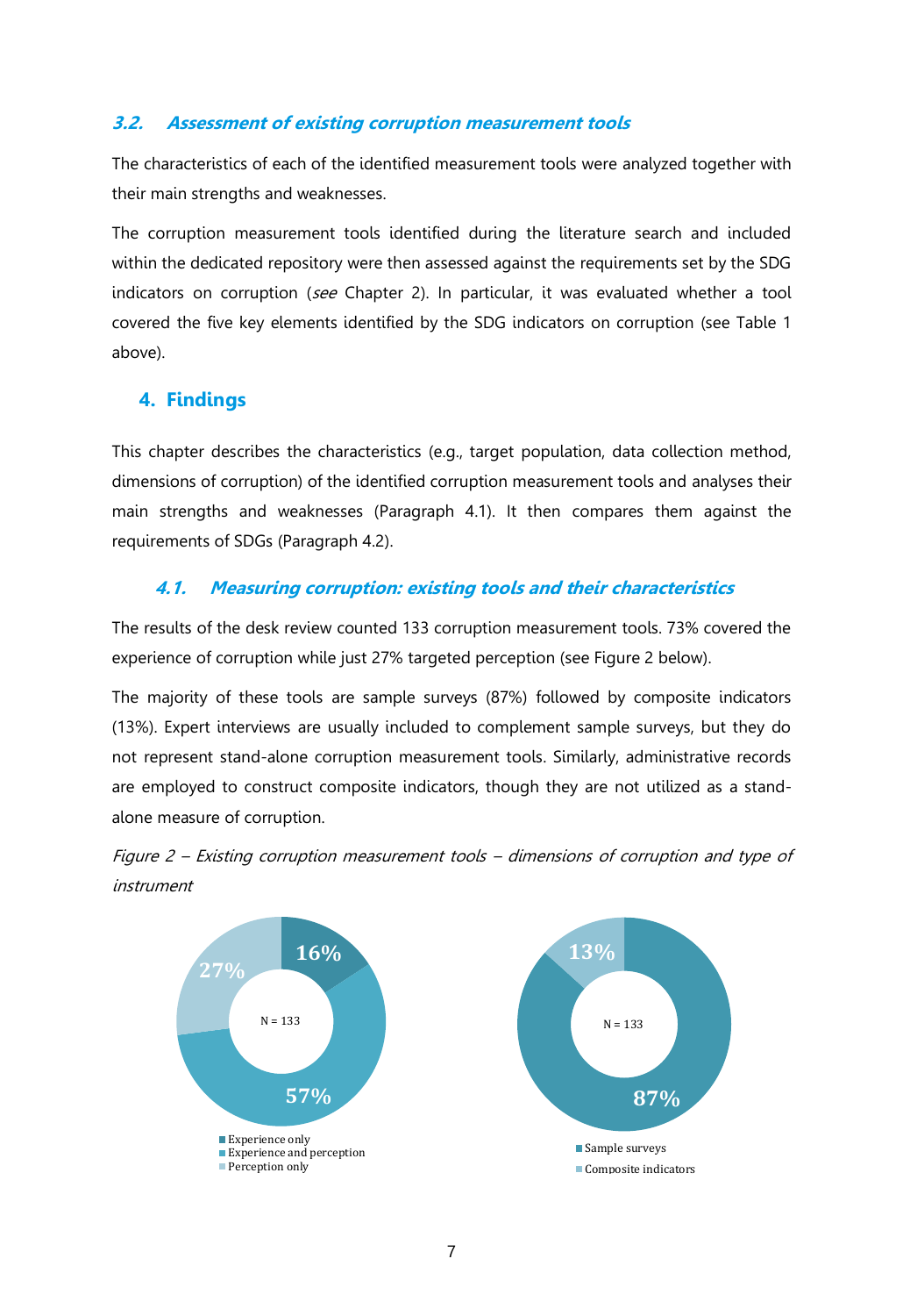### 3.2. *Assessment of existing corruption measurement tools*

The characteristics of each of the identified measurement tools were analyzed together with their main strengths and weaknesses.

The corruption measurement tools identified during the literature search and included within the dedicated repository were then assessed against the requirements set by the SDG indicators on corruption (*see* Chapter 2). In particular, it was evaluated whether a tool covered the five key elements identified by the SDG indicators on corruption (see Table 1 above).

## 4. Findings

This chapter describes the characteristics (e.g., target population, data collection method, dimensions of corruption) of the identified corruption measurement tools and analyses their main strengths and weaknesses (Paragraph 4.1). It then compares them against the requirements of SDGs (Paragraph 4.2).

### 4.1. *Measuring corruption: existing tools and their characteristics*

The results of the desk review counted 133 corruption measurement tools. 73% covered the experience of corruption while just 27% targeted perception (see Figure 2 below).

The majority of these tools are sample surveys (87%) followed by composite indicators (13%). Expert interviews are usually included to complement sample surveys, but they do not represent stand-alone corruption measurement tools. Similarly, administrative records are employed to construct composite indicators, though they are not utilized as a stand-alone measure of corruption.

*Figure 2 – Existing corruption measurement tools – dimensions of corruption and type of instrument*

N = 133

- Experience only: 16%
- Experience and perception: 57%
- Perception only: 27%

N = 133

- Sample surveys: 87%
- Composite indicators: 13%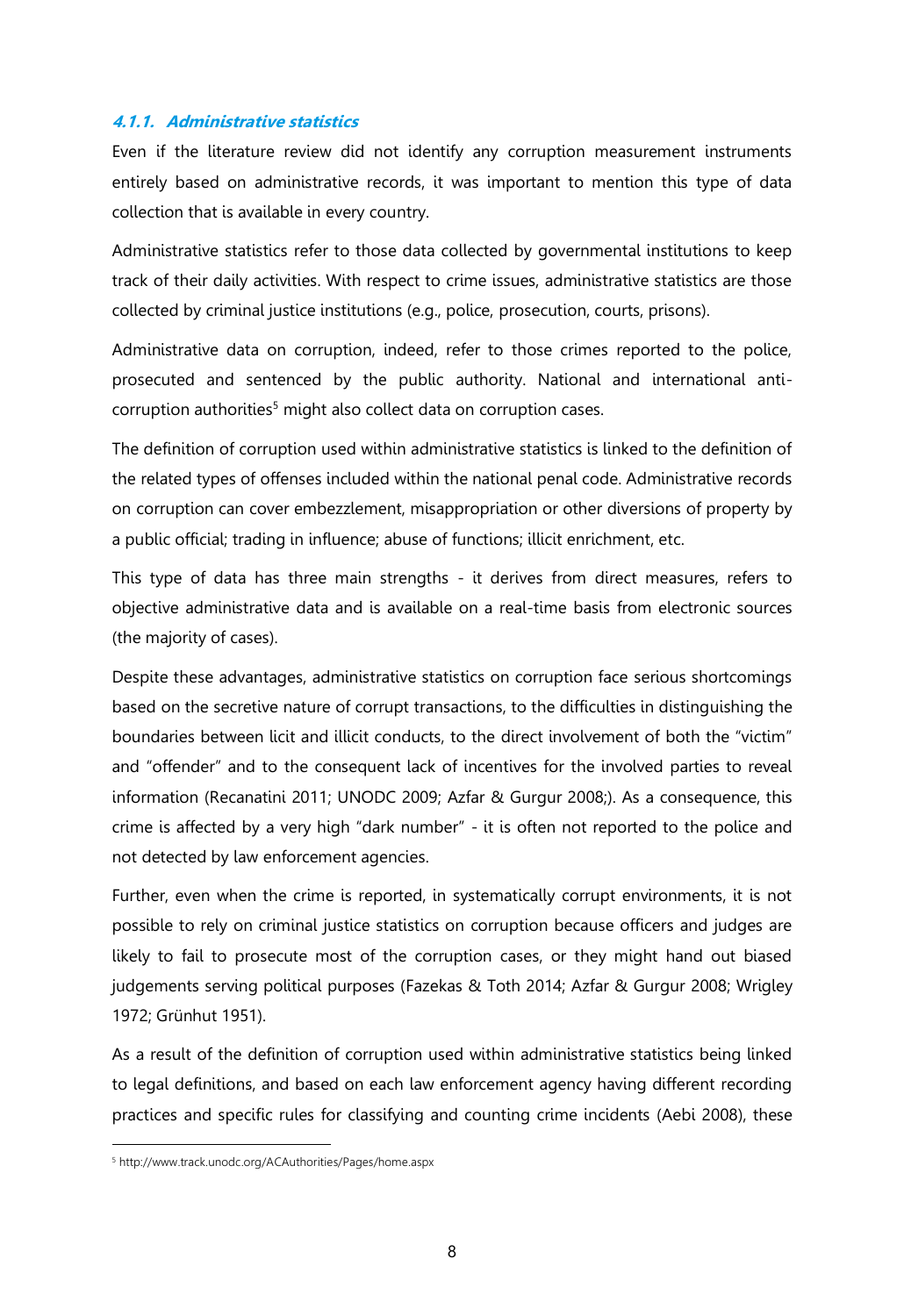#### *4.1.1. Administrative statistics*

Even if the literature review did not identify any corruption measurement instruments entirely based on administrative records, it was important to mention this type of data collection that is available in every country.

Administrative statistics refer to those data collected by governmental institutions to keep track of their daily activities. With respect to crime issues, administrative statistics are those collected by criminal justice institutions (e.g., police, prosecution, courts, prisons).

Administrative data on corruption, indeed, refer to those crimes reported to the police, prosecuted and sentenced by the public authority. National and international anti-corruption authorities[5] might also collect data on corruption cases.

The definition of corruption used within administrative statistics is linked to the definition of the related types of offenses included within the national penal code. Administrative records on corruption can cover embezzlement, misappropriation or other diversions of property by a public official; trading in influence; abuse of functions; illicit enrichment, etc.

This type of data has three main strengths - it derives from direct measures, refers to objective administrative data and is available on a real-time basis from electronic sources (the majority of cases).

Despite these advantages, administrative statistics on corruption face serious shortcomings based on the secretive nature of corrupt transactions, to the difficulties in distinguishing the boundaries between licit and illicit conducts, to the direct involvement of both the "victim" and "offender" and to the consequent lack of incentives for the involved parties to reveal information (Recanatini 2011; UNODC 2009; Azfar & Gurgur 2008;). As a consequence, this crime is affected by a very high "dark number" - it is often not reported to the police and not detected by law enforcement agencies.

Further, even when the crime is reported, in systematically corrupt environments, it is not possible to rely on criminal justice statistics on corruption because officers and judges are likely to fail to prosecute most of the corruption cases, or they might hand out biased judgements serving political purposes (Fazekas & Toth 2014; Azfar & Gurgur 2008; Wrigley 1972; Grünhut 1951).

As a result of the definition of corruption used within administrative statistics being linked to legal definitions, and based on each law enforcement agency having different recording practices and specific rules for classifying and counting crime incidents (Aebi 2008), these

[5] http://www.track.unodc.org/ACAuthorities/Pages/home.aspx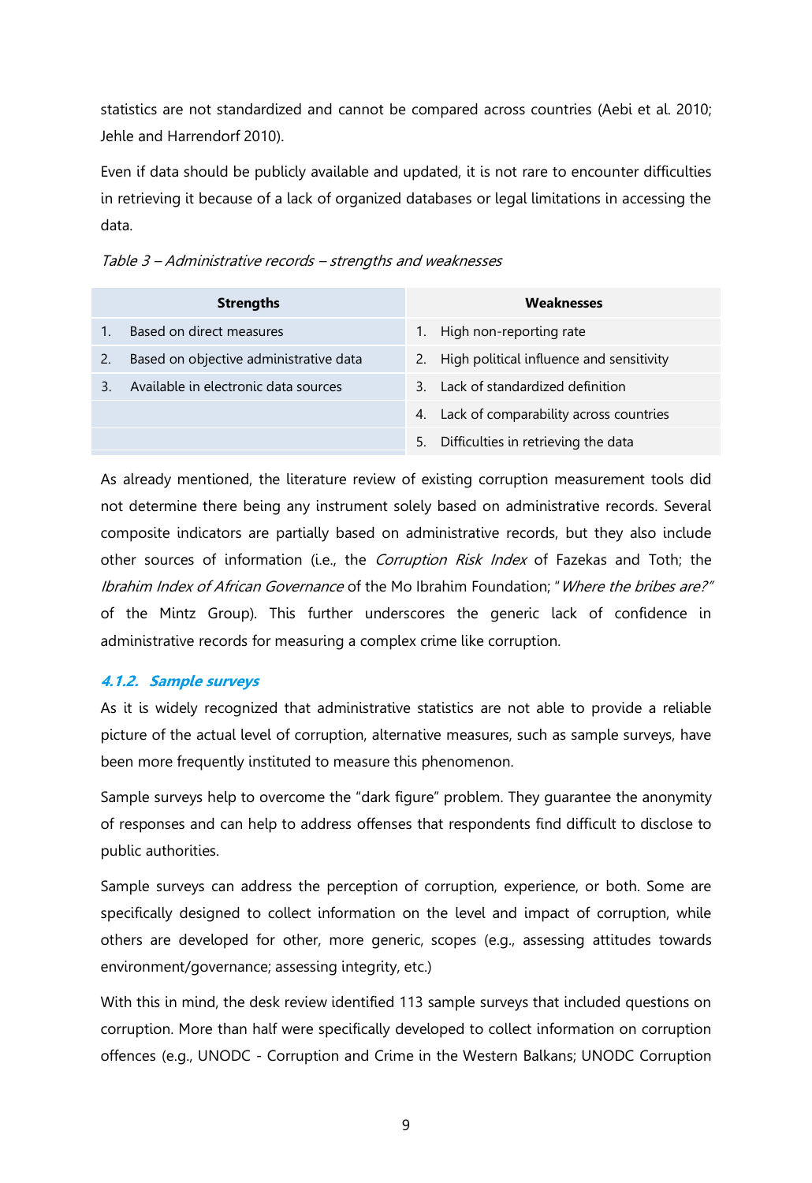statistics are not standardized and cannot be compared across countries (Aebi et al. 2010; Jehle and Harrendorf 2010).

Even if data should be publicly available and updated, it is not rare to encounter difficulties in retrieving it because of a lack of organized databases or legal limitations in accessing the data.

*Table 3 – Administrative records – strengths and weaknesses*

| Strengths | Weaknesses |
| --- | --- |
| 1. Based on direct measures | 1. High non-reporting rate |
| 2. Based on objective administrative data | 2. High political influence and sensitivity |
| 3. Available in electronic data sources | 3. Lack of standardized definition |
| | 4. Lack of comparability across countries |
| | 5. Difficulties in retrieving the data |

As already mentioned, the literature review of existing corruption measurement tools did not determine there being any instrument solely based on administrative records. Several composite indicators are partially based on administrative records, but they also include other sources of information (i.e., the *Corruption Risk Index* of Fazekas and Toth; the *Ibrahim Index of African Governance* of the Mo Ibrahim Foundation; "*Where the bribes are?"* of the Mintz Group). This further underscores the generic lack of confidence in administrative records for measuring a complex crime like corruption.

#### 4.1.2. Sample surveys

As it is widely recognized that administrative statistics are not able to provide a reliable picture of the actual level of corruption, alternative measures, such as sample surveys, have been more frequently instituted to measure this phenomenon.

Sample surveys help to overcome the "dark figure" problem. They guarantee the anonymity of responses and can help to address offenses that respondents find difficult to disclose to public authorities.

Sample surveys can address the perception of corruption, experience, or both. Some are specifically designed to collect information on the level and impact of corruption, while others are developed for other, more generic, scopes (e.g., assessing attitudes towards environment/governance; assessing integrity, etc.)

With this in mind, the desk review identified 113 sample surveys that included questions on corruption. More than half were specifically developed to collect information on corruption offences (e.g., UNODC - Corruption and Crime in the Western Balkans; UNODC Corruption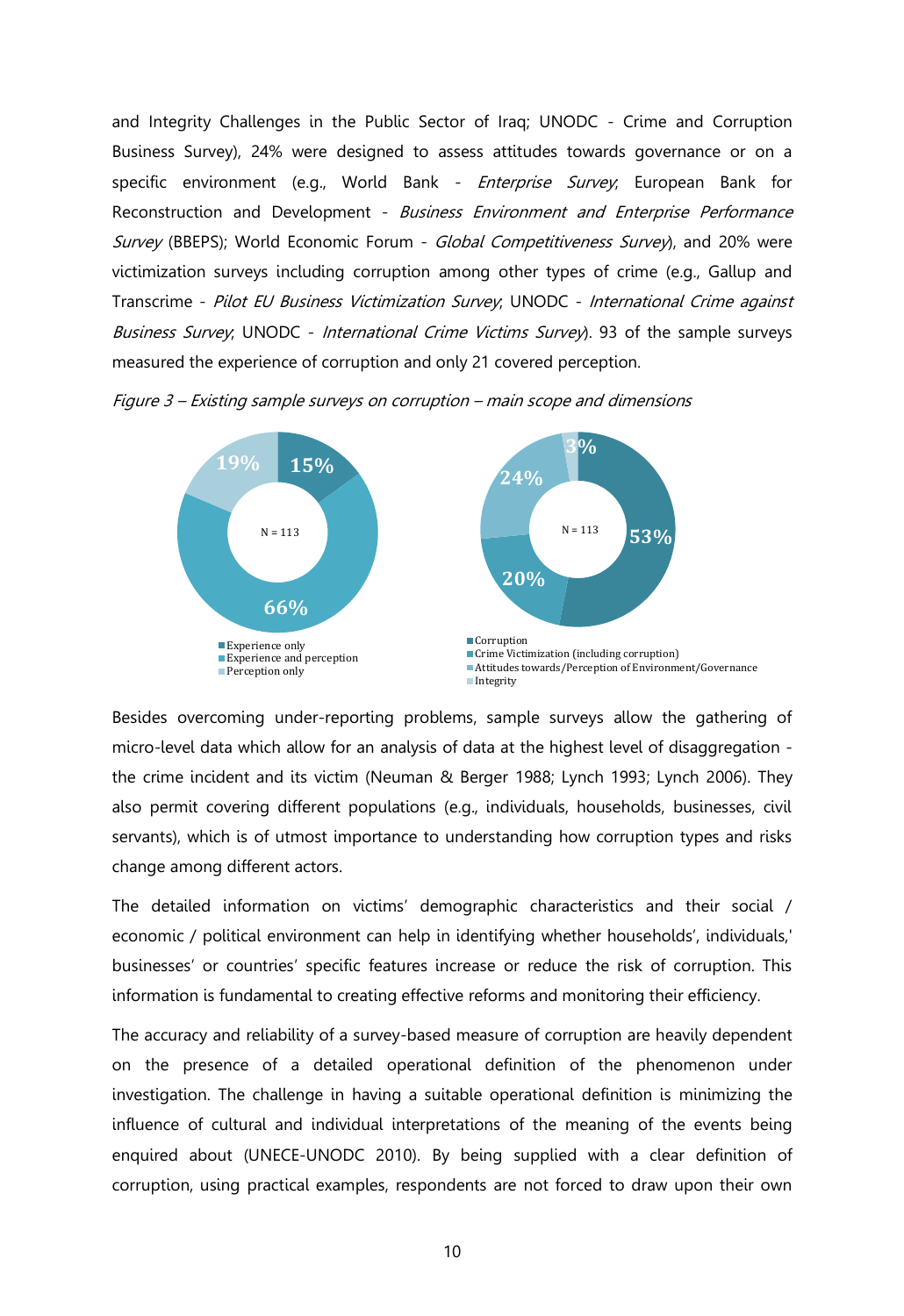and Integrity Challenges in the Public Sector of Iraq; UNODC - Crime and Corruption Business Survey), 24% were designed to assess attitudes towards governance or on a specific environment (e.g., World Bank - *Enterprise Survey*; European Bank for Reconstruction and Development - *Business Environment and Enterprise Performance Survey* (BBEPS); World Economic Forum - *Global Competitiveness Survey*), and 20% were victimization surveys including corruption among other types of crime (e.g., Gallup and Transcrime - *Pilot EU Business Victimization Survey*; UNODC - *International Crime against Business Survey*; UNODC - *International Crime Victims Survey*). 93 of the sample surveys measured the experience of corruption and only 21 covered perception.

*Figure 3 – Existing sample surveys on corruption – main scope and dimensions*

Besides overcoming under-reporting problems, sample surveys allow the gathering of micro-level data which allow for an analysis of data at the highest level of disaggregation - the crime incident and its victim (Neuman & Berger 1988; Lynch 1993; Lynch 2006). They also permit covering different populations (e.g., individuals, households, businesses, civil servants), which is of utmost importance to understanding how corruption types and risks change among different actors.

The detailed information on victims' demographic characteristics and their social / economic / political environment can help in identifying whether households', individuals,' businesses' or countries' specific features increase or reduce the risk of corruption. This information is fundamental to creating effective reforms and monitoring their efficiency.

The accuracy and reliability of a survey-based measure of corruption are heavily dependent on the presence of a detailed operational definition of the phenomenon under investigation. The challenge in having a suitable operational definition is minimizing the influence of cultural and individual interpretations of the meaning of the events being enquired about (UNECE-UNODC 2010). By being supplied with a clear definition of corruption, using practical examples, respondents are not forced to draw upon their own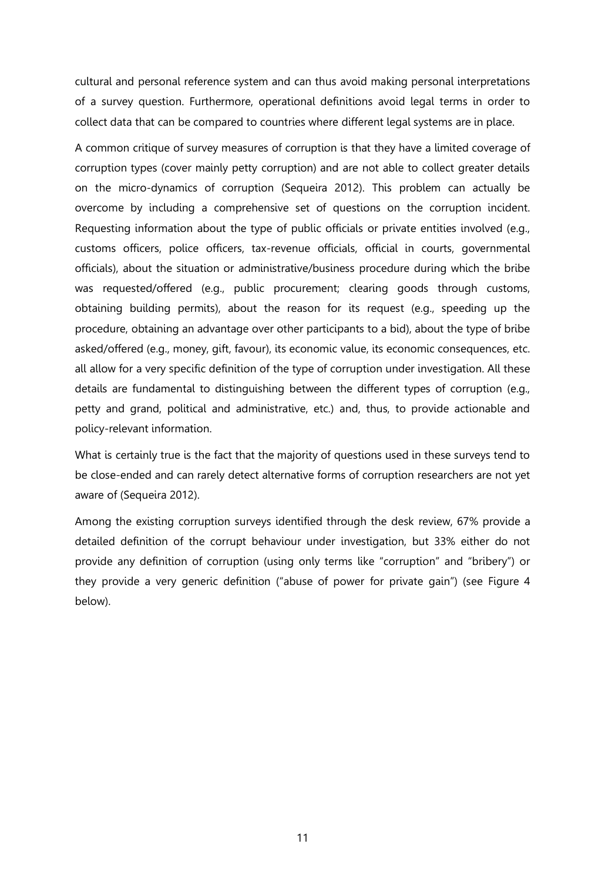cultural and personal reference system and can thus avoid making personal interpretations of a survey question. Furthermore, operational definitions avoid legal terms in order to collect data that can be compared to countries where different legal systems are in place.

A common critique of survey measures of corruption is that they have a limited coverage of corruption types (cover mainly petty corruption) and are not able to collect greater details on the micro-dynamics of corruption (Sequeira 2012). This problem can actually be overcome by including a comprehensive set of questions on the corruption incident. Requesting information about the type of public officials or private entities involved (e.g., customs officers, police officers, tax-revenue officials, official in courts, governmental officials), about the situation or administrative/business procedure during which the bribe was requested/offered (e.g., public procurement; clearing goods through customs, obtaining building permits), about the reason for its request (e.g., speeding up the procedure, obtaining an advantage over other participants to a bid), about the type of bribe asked/offered (e.g., money, gift, favour), its economic value, its economic consequences, etc. all allow for a very specific definition of the type of corruption under investigation. All these details are fundamental to distinguishing between the different types of corruption (e.g., petty and grand, political and administrative, etc.) and, thus, to provide actionable and policy-relevant information.

What is certainly true is the fact that the majority of questions used in these surveys tend to be close-ended and can rarely detect alternative forms of corruption researchers are not yet aware of (Sequeira 2012).

Among the existing corruption surveys identified through the desk review, 67% provide a detailed definition of the corrupt behaviour under investigation, but 33% either do not provide any definition of corruption (using only terms like "corruption" and "bribery") or they provide a very generic definition ("abuse of power for private gain") (see Figure 4 below).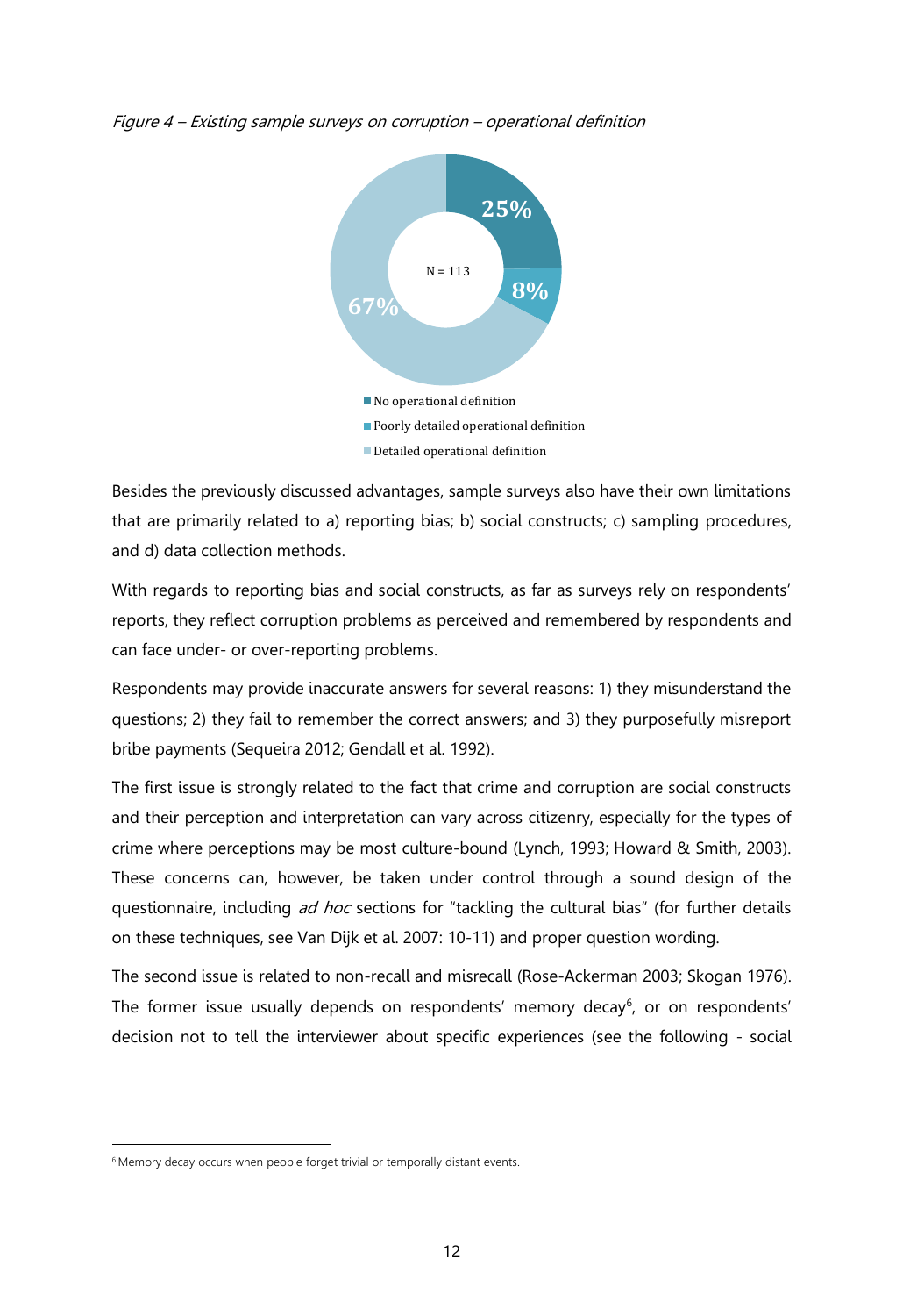*Figure 4 – Existing sample surveys on corruption – operational definition*

Besides the previously discussed advantages, sample surveys also have their own limitations that are primarily related to a) reporting bias; b) social constructs; c) sampling procedures, and d) data collection methods.

With regards to reporting bias and social constructs, as far as surveys rely on respondents' reports, they reflect corruption problems as perceived and remembered by respondents and can face under- or over-reporting problems.

Respondents may provide inaccurate answers for several reasons: 1) they misunderstand the questions; 2) they fail to remember the correct answers; and 3) they purposefully misreport bribe payments (Sequeira 2012; Gendall et al. 1992).

The first issue is strongly related to the fact that crime and corruption are social constructs and their perception and interpretation can vary across citizenry, especially for the types of crime where perceptions may be most culture-bound (Lynch, 1993; Howard & Smith, 2003). These concerns can, however, be taken under control through a sound design of the questionnaire, including *ad hoc* sections for "tackling the cultural bias" (for further details on these techniques, see Van Dijk et al. 2007: 10-11) and proper question wording.

The second issue is related to non-recall and misrecall (Rose-Ackerman 2003; Skogan 1976). The former issue usually depends on respondents' memory decay[6], or on respondents' decision not to tell the interviewer about specific experiences (see the following - social

[6] Memory decay occurs when people forget trivial or temporally distant events.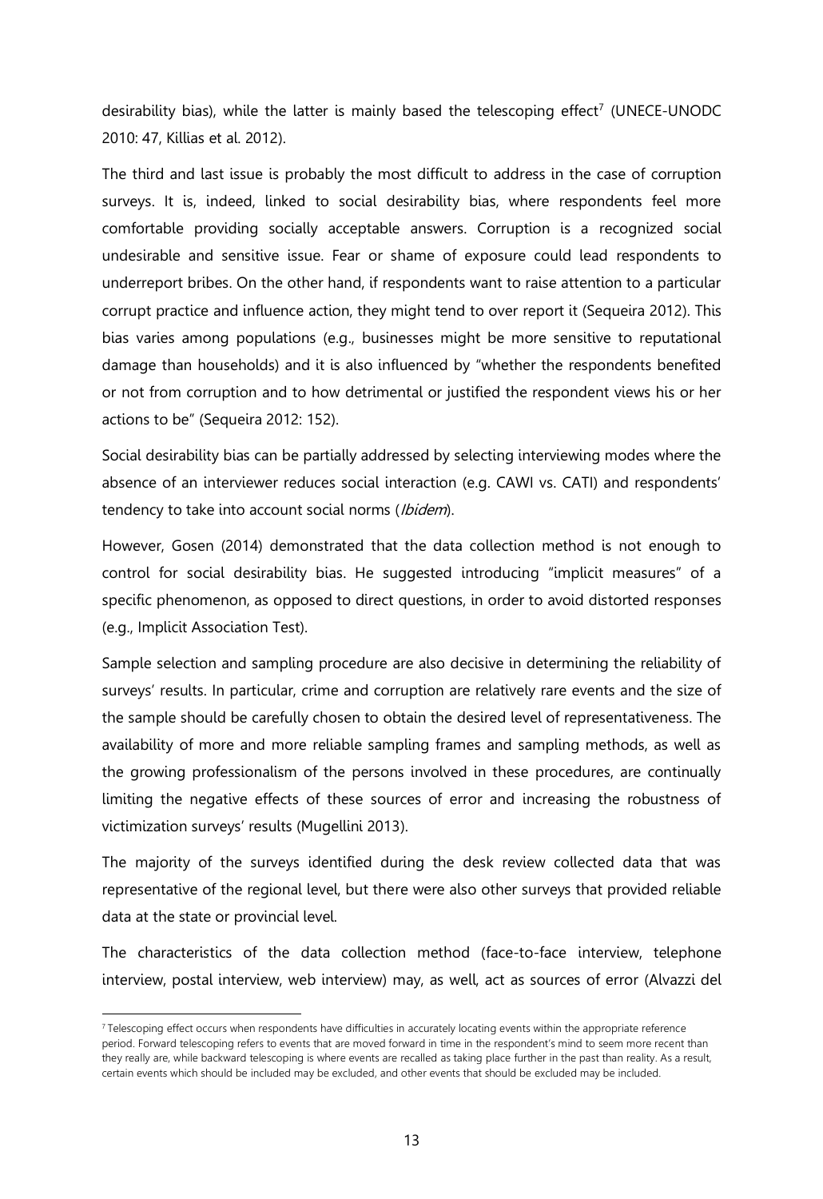desirability bias), while the latter is mainly based the telescoping effect[7] (UNECE-UNODC 2010: 47, Killias et al. 2012).

The third and last issue is probably the most difficult to address in the case of corruption surveys. It is, indeed, linked to social desirability bias, where respondents feel more comfortable providing socially acceptable answers. Corruption is a recognized social undesirable and sensitive issue. Fear or shame of exposure could lead respondents to underreport bribes. On the other hand, if respondents want to raise attention to a particular corrupt practice and influence action, they might tend to over report it (Sequeira 2012). This bias varies among populations (e.g., businesses might be more sensitive to reputational damage than households) and it is also influenced by "whether the respondents benefited or not from corruption and to how detrimental or justified the respondent views his or her actions to be" (Sequeira 2012: 152).

Social desirability bias can be partially addressed by selecting interviewing modes where the absence of an interviewer reduces social interaction (e.g. CAWI vs. CATI) and respondents' tendency to take into account social norms (*Ibidem*).

However, Gosen (2014) demonstrated that the data collection method is not enough to control for social desirability bias. He suggested introducing "implicit measures" of a specific phenomenon, as opposed to direct questions, in order to avoid distorted responses (e.g., Implicit Association Test).

Sample selection and sampling procedure are also decisive in determining the reliability of surveys' results. In particular, crime and corruption are relatively rare events and the size of the sample should be carefully chosen to obtain the desired level of representativeness. The availability of more and more reliable sampling frames and sampling methods, as well as the growing professionalism of the persons involved in these procedures, are continually limiting the negative effects of these sources of error and increasing the robustness of victimization surveys' results (Mugellini 2013).

The majority of the surveys identified during the desk review collected data that was representative of the regional level, but there were also other surveys that provided reliable data at the state or provincial level.

The characteristics of the data collection method (face-to-face interview, telephone interview, postal interview, web interview) may, as well, act as sources of error (Alvazzi del

---

[7] Telescoping effect occurs when respondents have difficulties in accurately locating events within the appropriate reference period. Forward telescoping refers to events that are moved forward in time in the respondent's mind to seem more recent than they really are, while backward telescoping is where events are recalled as taking place further in the past than reality. As a result, certain events which should be included may be excluded, and other events that should be excluded may be included.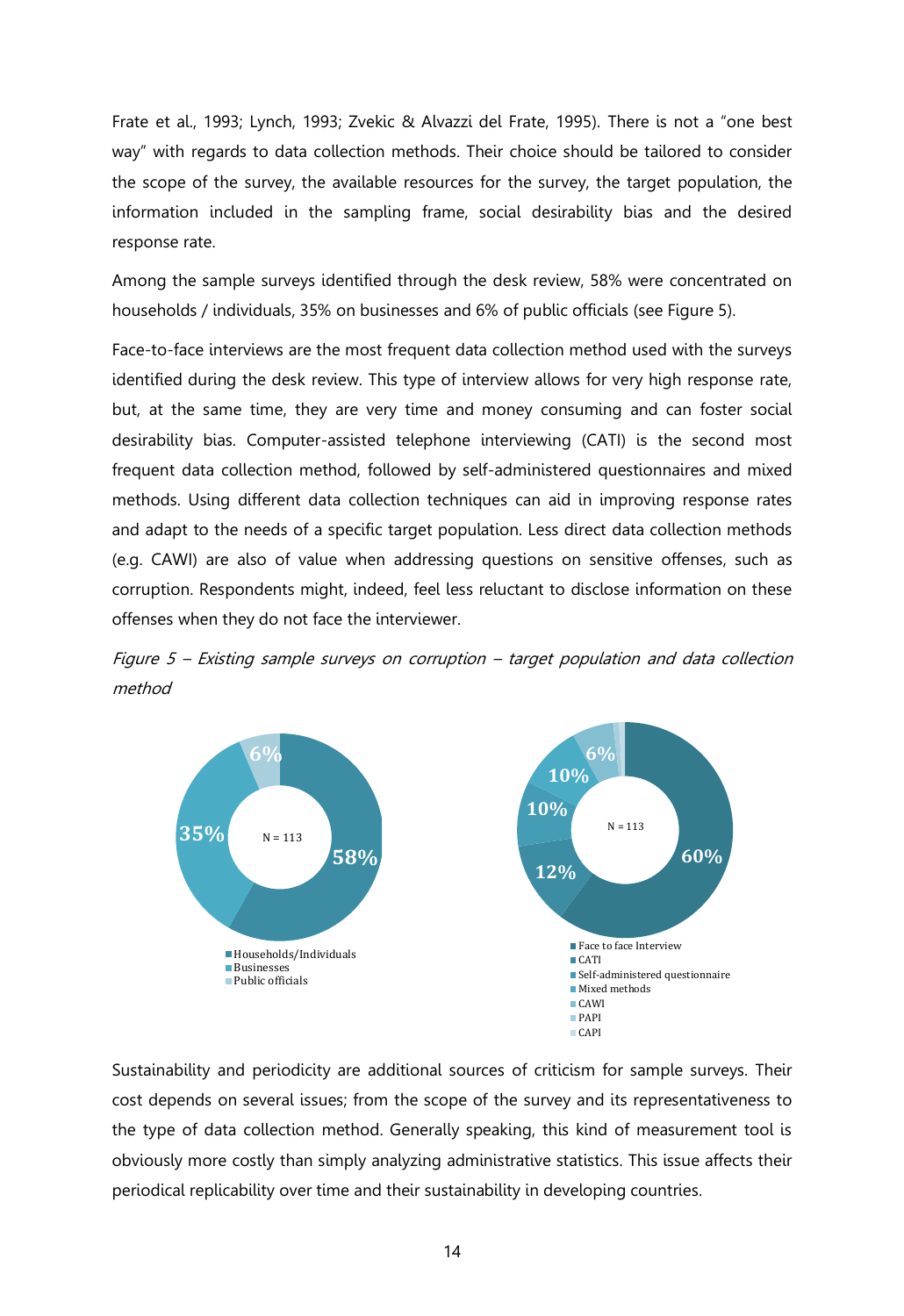Frate et al., 1993; Lynch, 1993; Zvekic & Alvazzi del Frate, 1995). There is not a "one best way" with regards to data collection methods. Their choice should be tailored to consider the scope of the survey, the available resources for the survey, the target population, the information included in the sampling frame, social desirability bias and the desired response rate.

Among the sample surveys identified through the desk review, 58% were concentrated on households / individuals, 35% on businesses and 6% of public officials (see Figure 5).

Face-to-face interviews are the most frequent data collection method used with the surveys identified during the desk review. This type of interview allows for very high response rate, but, at the same time, they are very time and money consuming and can foster social desirability bias. Computer-assisted telephone interviewing (CATI) is the second most frequent data collection method, followed by self-administered questionnaires and mixed methods. Using different data collection techniques can aid in improving response rates and adapt to the needs of a specific target population. Less direct data collection methods (e.g. CAWI) are also of value when addressing questions on sensitive offenses, such as corruption. Respondents might, indeed, feel less reluctant to disclose information on these offenses when they do not face the interviewer.

*Figure 5 – Existing sample surveys on corruption – target population and data collection method*

N = 113

- Households/Individuals: 58%
- Businesses: 35%
- Public officials: 6%

N = 113

- Face to face Interview: 60%
- CATI: 12%
- Self-administered questionnaire: 10%
- Mixed methods: 10%
- CAWI: 6%
- PAPI
- CAPI

Sustainability and periodicity are additional sources of criticism for sample surveys. Their cost depends on several issues; from the scope of the survey and its representativeness to the type of data collection method. Generally speaking, this kind of measurement tool is obviously more costly than simply analyzing administrative statistics. This issue affects their periodical replicability over time and their sustainability in developing countries.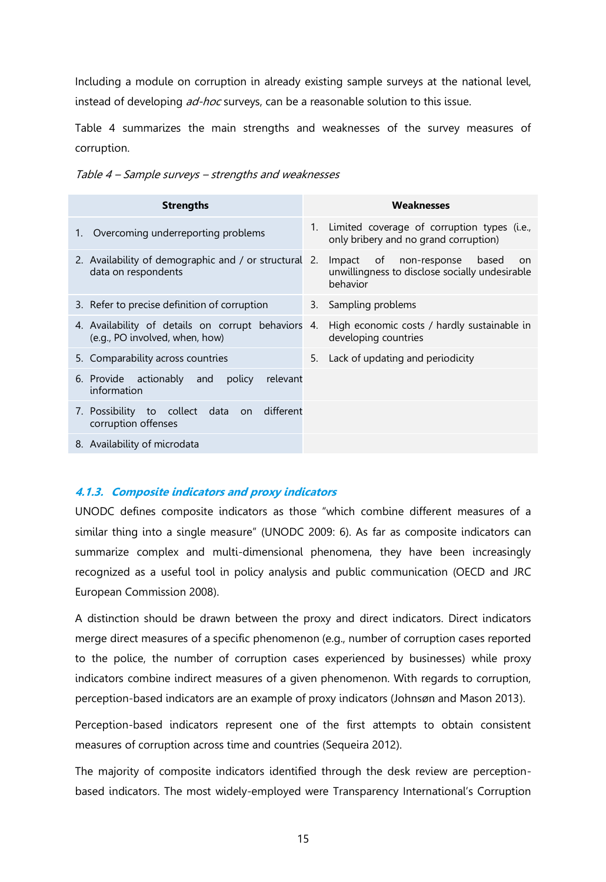Including a module on corruption in already existing sample surveys at the national level, instead of developing *ad-hoc* surveys, can be a reasonable solution to this issue.

Table 4 summarizes the main strengths and weaknesses of the survey measures of corruption.

*Table 4 – Sample surveys – strengths and weaknesses*

| Strengths | Weaknesses |
|---|---|
| 1. Overcoming underreporting problems | 1. Limited coverage of corruption types (i.e., only bribery and no grand corruption) |
| 2. Availability of demographic and / or structural data on respondents | 2. Impact of non-response based on unwillingness to disclose socially undesirable behavior |
| 3. Refer to precise definition of corruption | 3. Sampling problems |
| 4. Availability of details on corrupt behaviors (e.g., PO involved, when, how) | 4. High economic costs / hardly sustainable in developing countries |
| 5. Comparability across countries | 5. Lack of updating and periodicity |
| 6. Provide actionably and policy relevant information | |
| 7. Possibility to collect data on different corruption offenses | |
| 8. Availability of microdata | |

#### 4.1.3. Composite indicators and proxy indicators

UNODC defines composite indicators as those "which combine different measures of a similar thing into a single measure" (UNODC 2009: 6). As far as composite indicators can summarize complex and multi-dimensional phenomena, they have been increasingly recognized as a useful tool in policy analysis and public communication (OECD and JRC European Commission 2008).

A distinction should be drawn between the proxy and direct indicators. Direct indicators merge direct measures of a specific phenomenon (e.g., number of corruption cases reported to the police, the number of corruption cases experienced by businesses) while proxy indicators combine indirect measures of a given phenomenon. With regards to corruption, perception-based indicators are an example of proxy indicators (Johnsøn and Mason 2013).

Perception-based indicators represent one of the first attempts to obtain consistent measures of corruption across time and countries (Sequeira 2012).

The majority of composite indicators identified through the desk review are perception-based indicators. The most widely-employed were Transparency International's Corruption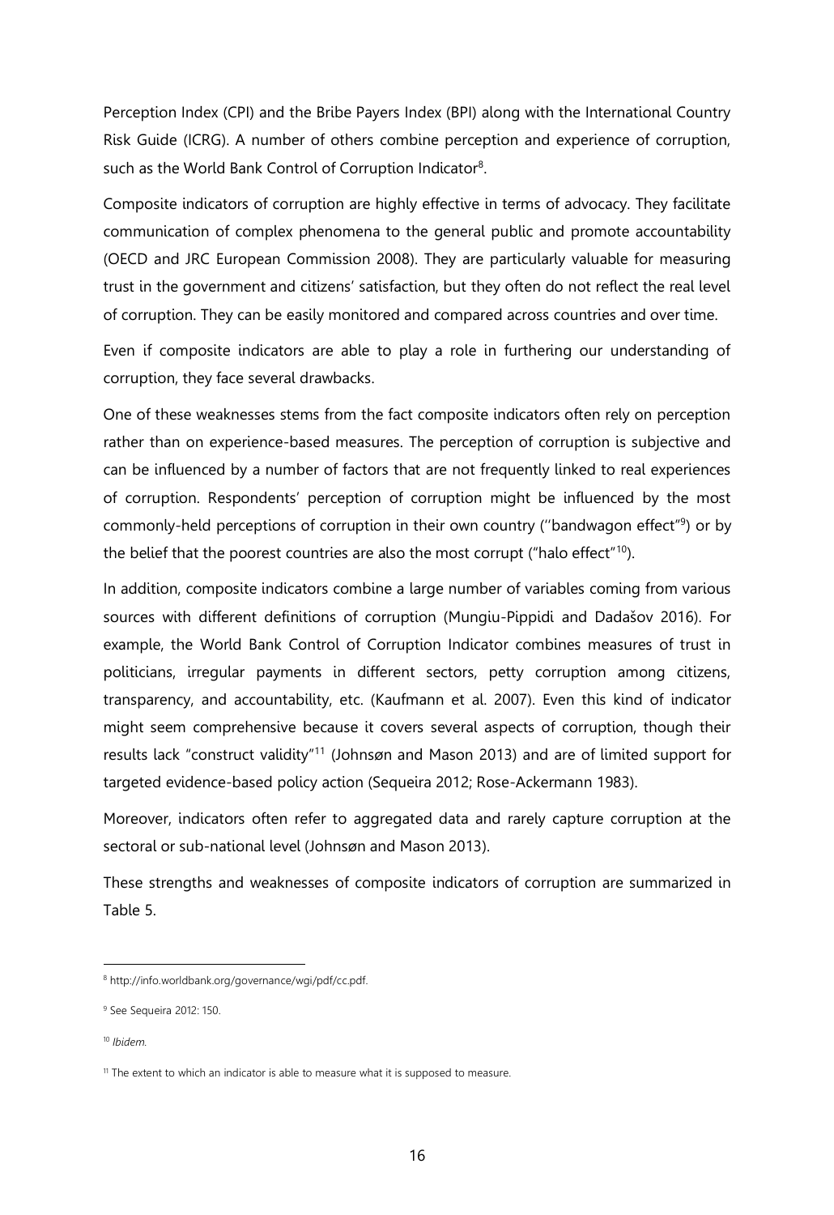Perception Index (CPI) and the Bribe Payers Index (BPI) along with the International Country Risk Guide (ICRG). A number of others combine perception and experience of corruption, such as the World Bank Control of Corruption Indicator[8].

Composite indicators of corruption are highly effective in terms of advocacy. They facilitate communication of complex phenomena to the general public and promote accountability (OECD and JRC European Commission 2008). They are particularly valuable for measuring trust in the government and citizens' satisfaction, but they often do not reflect the real level of corruption. They can be easily monitored and compared across countries and over time.

Even if composite indicators are able to play a role in furthering our understanding of corruption, they face several drawbacks.

One of these weaknesses stems from the fact composite indicators often rely on perception rather than on experience-based measures. The perception of corruption is subjective and can be influenced by a number of factors that are not frequently linked to real experiences of corruption. Respondents' perception of corruption might be influenced by the most commonly-held perceptions of corruption in their own country (''bandwagon effect"[9]) or by the belief that the poorest countries are also the most corrupt ("halo effect"[10]).

In addition, composite indicators combine a large number of variables coming from various sources with different definitions of corruption (Mungiu-Pippidi and Dadašov 2016). For example, the World Bank Control of Corruption Indicator combines measures of trust in politicians, irregular payments in different sectors, petty corruption among citizens, transparency, and accountability, etc. (Kaufmann et al. 2007). Even this kind of indicator might seem comprehensive because it covers several aspects of corruption, though their results lack "construct validity"[11] (Johnsøn and Mason 2013) and are of limited support for targeted evidence-based policy action (Sequeira 2012; Rose-Ackermann 1983).

Moreover, indicators often refer to aggregated data and rarely capture corruption at the sectoral or sub-national level (Johnsøn and Mason 2013).

These strengths and weaknesses of composite indicators of corruption are summarized in Table 5.

---

[8] http://info.worldbank.org/governance/wgi/pdf/cc.pdf.

[9] See Sequeira 2012: 150.

[10] *Ibidem.*

[11] The extent to which an indicator is able to measure what it is supposed to measure.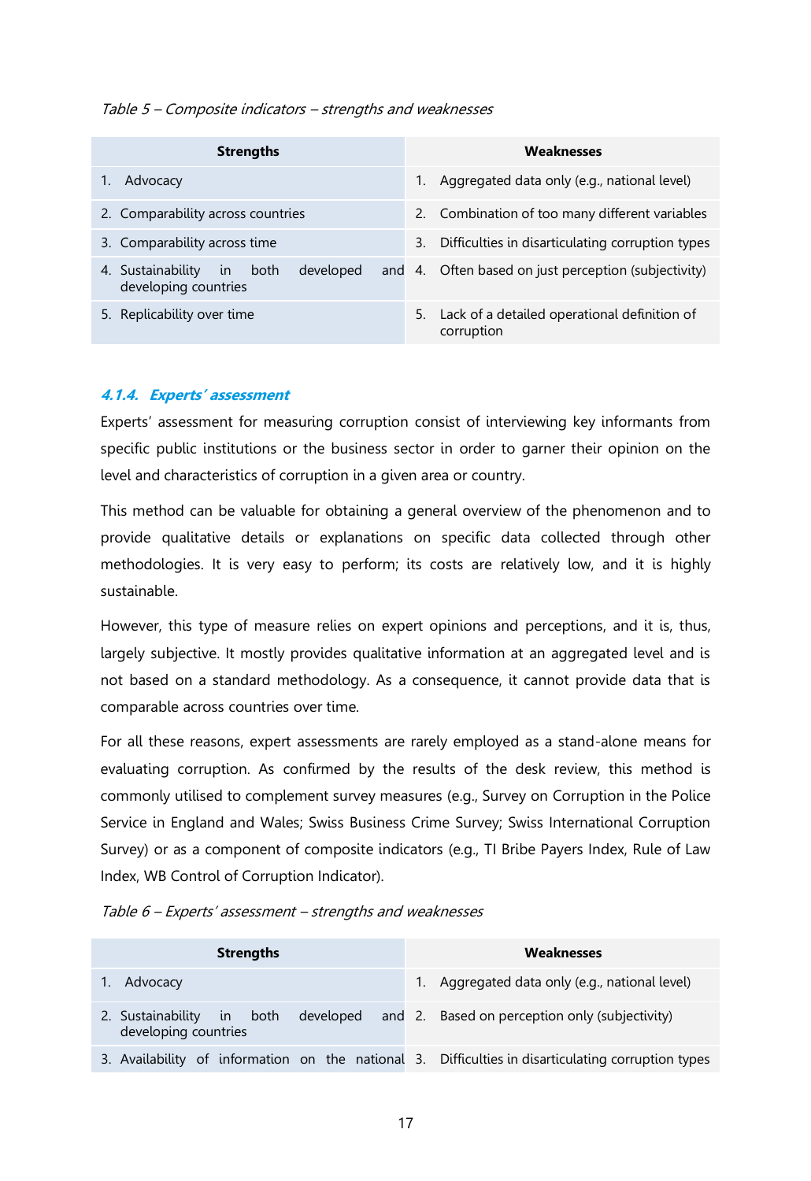*Table 5 – Composite indicators – strengths and weaknesses*

| Strengths | Weaknesses |
|---|---|
| 1. Advocacy | 1. Aggregated data only (e.g., national level) |
| 2. Comparability across countries | 2. Combination of too many different variables |
| 3. Comparability across time | 3. Difficulties in disarticulating corruption types |
| 4. Sustainability in both developed and developing countries | 4. Often based on just perception (subjectivity) |
| 5. Replicability over time | 5. Lack of a detailed operational definition of corruption |

#### *4.1.4. Experts' assessment*

Experts' assessment for measuring corruption consist of interviewing key informants from specific public institutions or the business sector in order to garner their opinion on the level and characteristics of corruption in a given area or country.

This method can be valuable for obtaining a general overview of the phenomenon and to provide qualitative details or explanations on specific data collected through other methodologies. It is very easy to perform; its costs are relatively low, and it is highly sustainable.

However, this type of measure relies on expert opinions and perceptions, and it is, thus, largely subjective. It mostly provides qualitative information at an aggregated level and is not based on a standard methodology. As a consequence, it cannot provide data that is comparable across countries over time.

For all these reasons, expert assessments are rarely employed as a stand-alone means for evaluating corruption. As confirmed by the results of the desk review, this method is commonly utilised to complement survey measures (e.g., Survey on Corruption in the Police Service in England and Wales; Swiss Business Crime Survey; Swiss International Corruption Survey) or as a component of composite indicators (e.g., TI Bribe Payers Index, Rule of Law Index, WB Control of Corruption Indicator).

*Table 6 – Experts' assessment – strengths and weaknesses*

| Strengths | Weaknesses |
|---|---|
| 1. Advocacy | 1. Aggregated data only (e.g., national level) |
| 2. Sustainability in both developed and developing countries | 2. Based on perception only (subjectivity) |
| 3. Availability of information on the national | 3. Difficulties in disarticulating corruption types |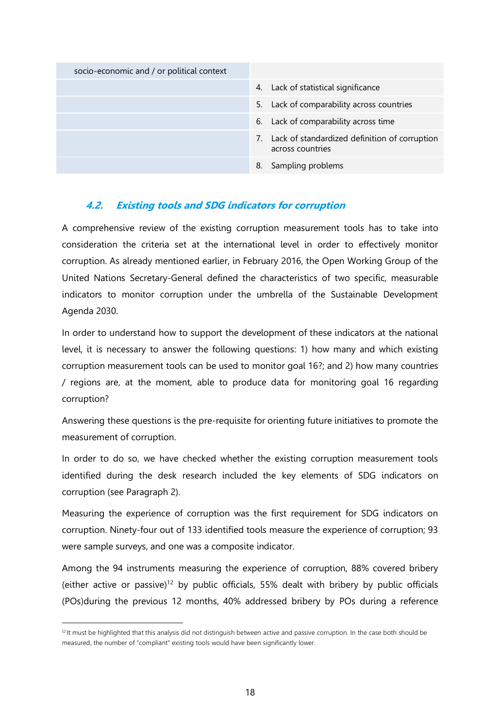| socio-economic and / or political context | |
|---|---|
| | 4. Lack of statistical significance |
| | 5. Lack of comparability across countries |
| | 6. Lack of comparability across time |
| | 7. Lack of standardized definition of corruption across countries |
| | 8. Sampling problems |

### 4.2. Existing tools and SDG indicators for corruption

A comprehensive review of the existing corruption measurement tools has to take into consideration the criteria set at the international level in order to effectively monitor corruption. As already mentioned earlier, in February 2016, the Open Working Group of the United Nations Secretary-General defined the characteristics of two specific, measurable indicators to monitor corruption under the umbrella of the Sustainable Development Agenda 2030.

In order to understand how to support the development of these indicators at the national level, it is necessary to answer the following questions: 1) how many and which existing corruption measurement tools can be used to monitor goal 16?; and 2) how many countries / regions are, at the moment, able to produce data for monitoring goal 16 regarding corruption?

Answering these questions is the pre-requisite for orienting future initiatives to promote the measurement of corruption.

In order to do so, we have checked whether the existing corruption measurement tools identified during the desk research included the key elements of SDG indicators on corruption (see Paragraph 2).

Measuring the experience of corruption was the first requirement for SDG indicators on corruption. Ninety-four out of 133 identified tools measure the experience of corruption; 93 were sample surveys, and one was a composite indicator.

Among the 94 instruments measuring the experience of corruption, 88% covered bribery (either active or passive)[12] by public officials, 55% dealt with bribery by public officials (POs)during the previous 12 months, 40% addressed bribery by POs during a reference

[12] It must be highlighted that this analysis did not distinguish between active and passive corruption. In the case both should be measured, the number of "compliant" existing tools would have been significantly lower.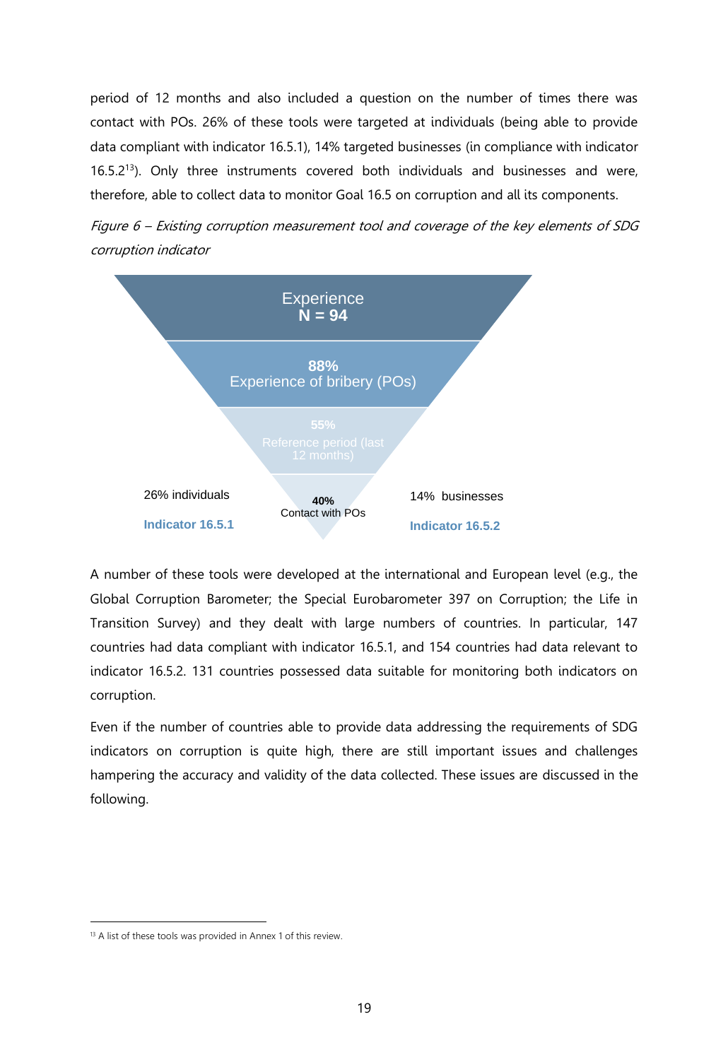period of 12 months and also included a question on the number of times there was contact with POs. 26% of these tools were targeted at individuals (being able to provide data compliant with indicator 16.5.1), 14% targeted businesses (in compliance with indicator 16.5.2[13]). Only three instruments covered both individuals and businesses and were, therefore, able to collect data to monitor Goal 16.5 on corruption and all its components.

*Figure 6 – Existing corruption measurement tool and coverage of the key elements of SDG corruption indicator*

Experience
**N = 94**

**88%**
Experience of bribery (POs)

**55%**
Reference period (last 12 months)

**40%**
Contact with POs

26% individuals
**Indicator 16.5.1**

14% businesses
**Indicator 16.5.2**

A number of these tools were developed at the international and European level (e.g., the Global Corruption Barometer; the Special Eurobarometer 397 on Corruption; the Life in Transition Survey) and they dealt with large numbers of countries. In particular, 147 countries had data compliant with indicator 16.5.1, and 154 countries had data relevant to indicator 16.5.2. 131 countries possessed data suitable for monitoring both indicators on corruption.

Even if the number of countries able to provide data addressing the requirements of SDG indicators on corruption is quite high, there are still important issues and challenges hampering the accuracy and validity of the data collected. These issues are discussed in the following.

[13] A list of these tools was provided in Annex 1 of this review.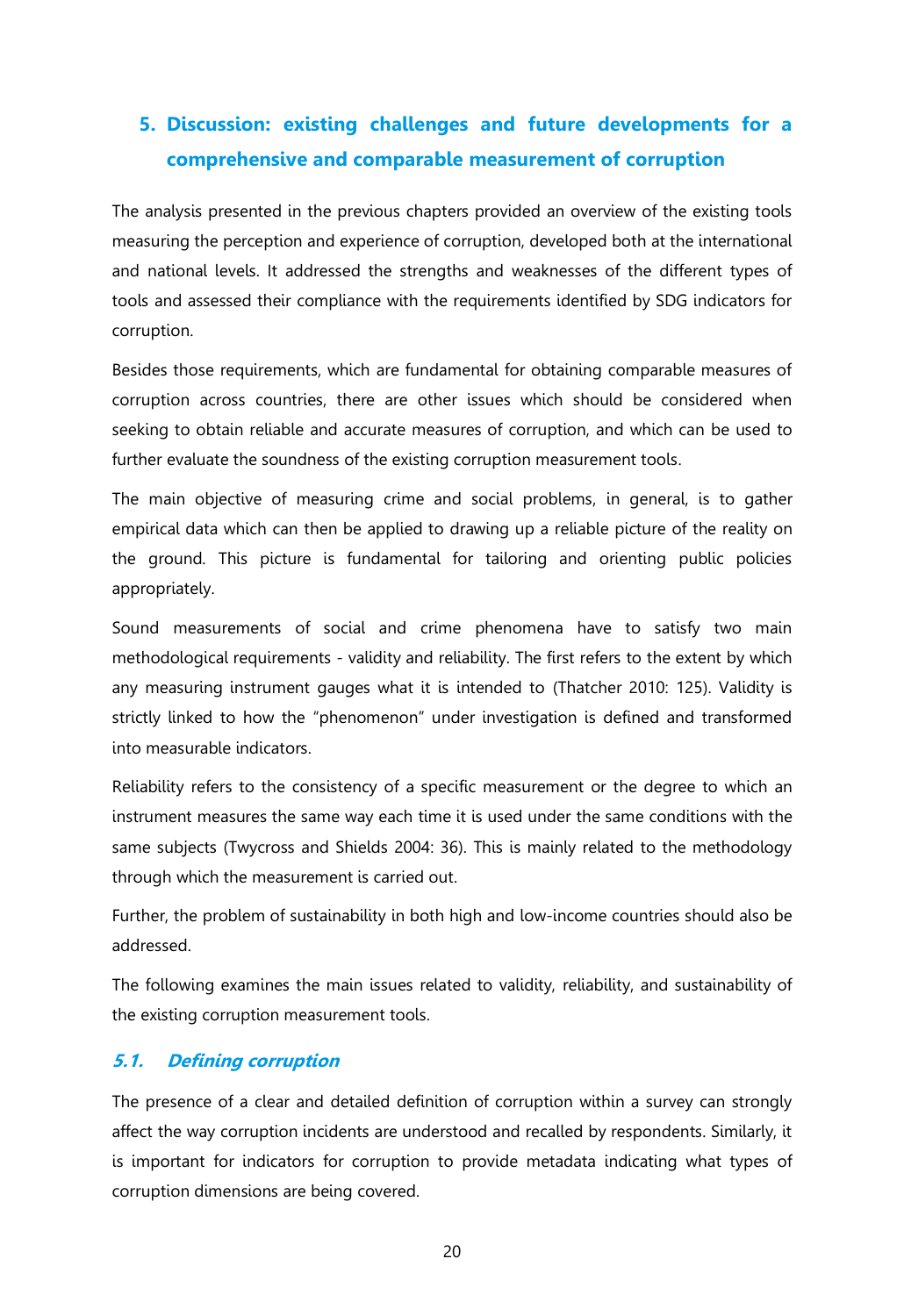## 5. Discussion: existing challenges and future developments for a comprehensive and comparable measurement of corruption

The analysis presented in the previous chapters provided an overview of the existing tools measuring the perception and experience of corruption, developed both at the international and national levels. It addressed the strengths and weaknesses of the different types of tools and assessed their compliance with the requirements identified by SDG indicators for corruption.

Besides those requirements, which are fundamental for obtaining comparable measures of corruption across countries, there are other issues which should be considered when seeking to obtain reliable and accurate measures of corruption, and which can be used to further evaluate the soundness of the existing corruption measurement tools.

The main objective of measuring crime and social problems, in general, is to gather empirical data which can then be applied to drawing up a reliable picture of the reality on the ground. This picture is fundamental for tailoring and orienting public policies appropriately.

Sound measurements of social and crime phenomena have to satisfy two main methodological requirements - validity and reliability. The first refers to the extent by which any measuring instrument gauges what it is intended to (Thatcher 2010: 125). Validity is strictly linked to how the "phenomenon" under investigation is defined and transformed into measurable indicators.

Reliability refers to the consistency of a specific measurement or the degree to which an instrument measures the same way each time it is used under the same conditions with the same subjects (Twycross and Shields 2004: 36). This is mainly related to the methodology through which the measurement is carried out.

Further, the problem of sustainability in both high and low-income countries should also be addressed.

The following examines the main issues related to validity, reliability, and sustainability of the existing corruption measurement tools.

### *5.1. Defining corruption*

The presence of a clear and detailed definition of corruption within a survey can strongly affect the way corruption incidents are understood and recalled by respondents. Similarly, it is important for indicators for corruption to provide metadata indicating what types of corruption dimensions are being covered.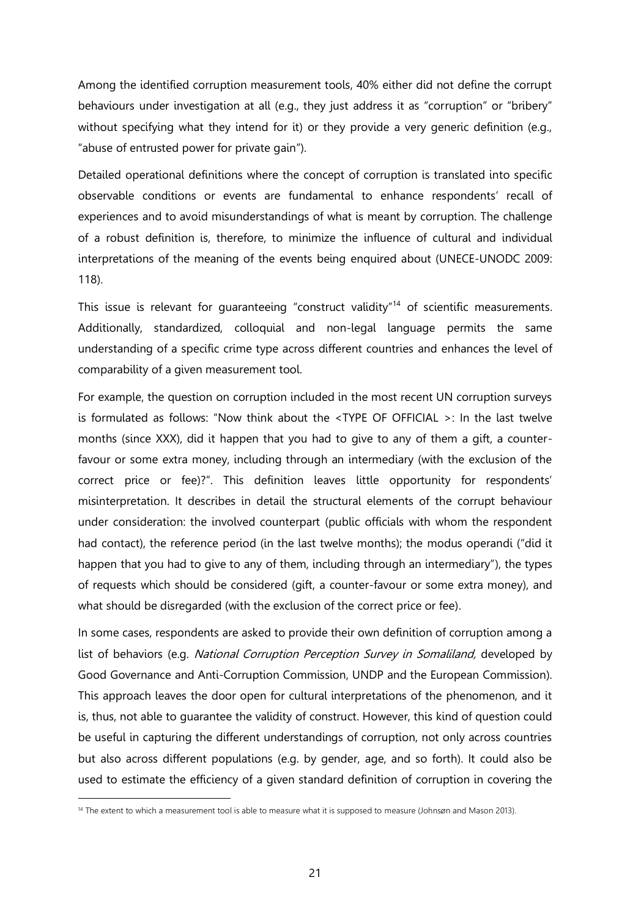Among the identified corruption measurement tools, 40% either did not define the corrupt behaviours under investigation at all (e.g., they just address it as "corruption" or "bribery" without specifying what they intend for it) or they provide a very generic definition (e.g., "abuse of entrusted power for private gain").

Detailed operational definitions where the concept of corruption is translated into specific observable conditions or events are fundamental to enhance respondents' recall of experiences and to avoid misunderstandings of what is meant by corruption. The challenge of a robust definition is, therefore, to minimize the influence of cultural and individual interpretations of the meaning of the events being enquired about (UNECE-UNODC 2009: 118).

This issue is relevant for guaranteeing "construct validity"[14] of scientific measurements. Additionally, standardized, colloquial and non-legal language permits the same understanding of a specific crime type across different countries and enhances the level of comparability of a given measurement tool.

For example, the question on corruption included in the most recent UN corruption surveys is formulated as follows: "Now think about the <TYPE OF OFFICIAL >: In the last twelve months (since XXX), did it happen that you had to give to any of them a gift, a counter-favour or some extra money, including through an intermediary (with the exclusion of the correct price or fee)?". This definition leaves little opportunity for respondents' misinterpretation. It describes in detail the structural elements of the corrupt behaviour under consideration: the involved counterpart (public officials with whom the respondent had contact), the reference period (in the last twelve months); the modus operandi ("did it happen that you had to give to any of them, including through an intermediary"), the types of requests which should be considered (gift, a counter-favour or some extra money), and what should be disregarded (with the exclusion of the correct price or fee).

In some cases, respondents are asked to provide their own definition of corruption among a list of behaviors (e.g. *National Corruption Perception Survey in Somaliland,* developed by Good Governance and Anti-Corruption Commission, UNDP and the European Commission). This approach leaves the door open for cultural interpretations of the phenomenon, and it is, thus, not able to guarantee the validity of construct. However, this kind of question could be useful in capturing the different understandings of corruption, not only across countries but also across different populations (e.g. by gender, age, and so forth). It could also be used to estimate the efficiency of a given standard definition of corruption in covering the

[14] The extent to which a measurement tool is able to measure what it is supposed to measure (Johnsøn and Mason 2013).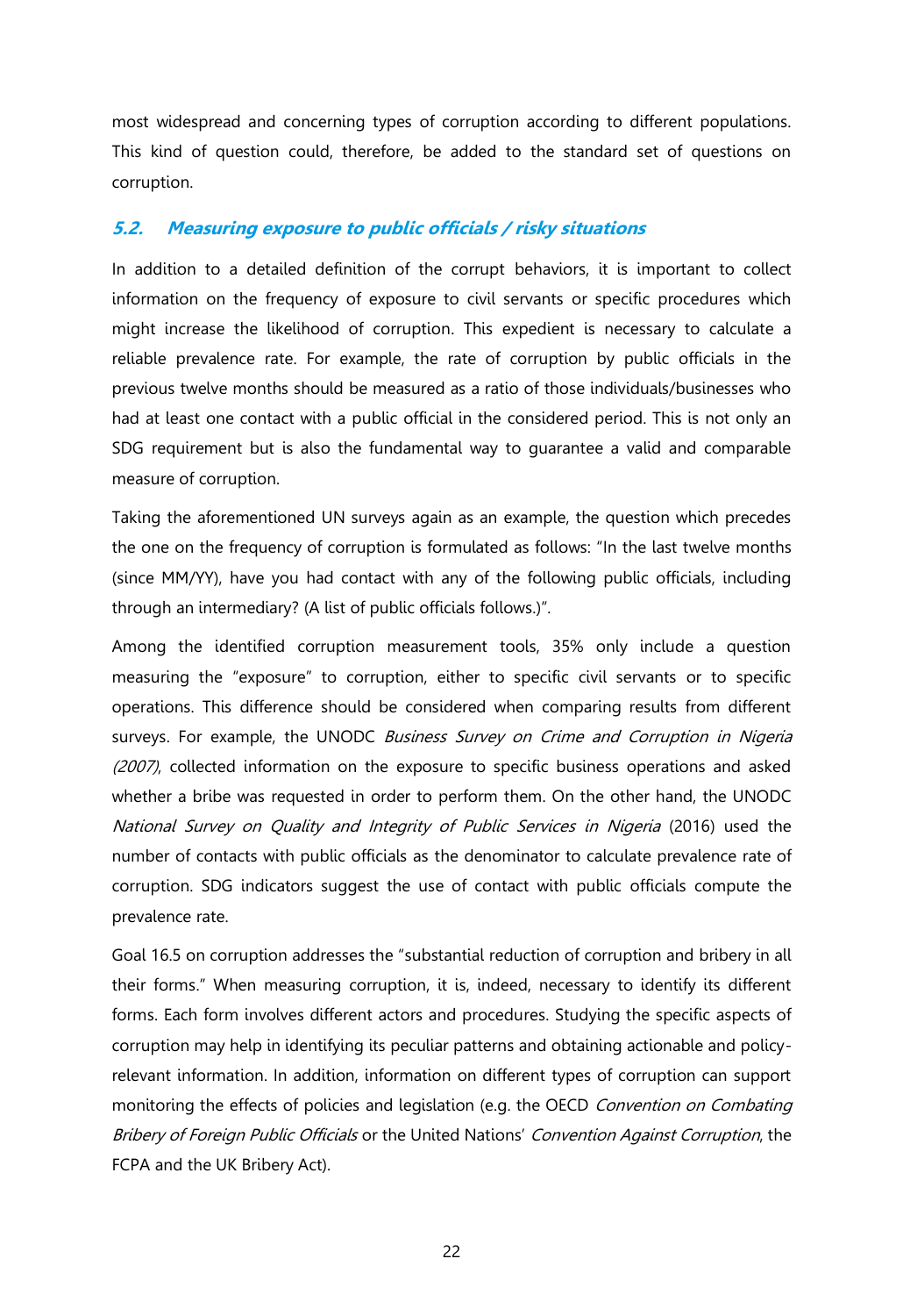most widespread and concerning types of corruption according to different populations. This kind of question could, therefore, be added to the standard set of questions on corruption.

### *5.2. Measuring exposure to public officials / risky situations*

In addition to a detailed definition of the corrupt behaviors, it is important to collect information on the frequency of exposure to civil servants or specific procedures which might increase the likelihood of corruption. This expedient is necessary to calculate a reliable prevalence rate. For example, the rate of corruption by public officials in the previous twelve months should be measured as a ratio of those individuals/businesses who had at least one contact with a public official in the considered period. This is not only an SDG requirement but is also the fundamental way to guarantee a valid and comparable measure of corruption.

Taking the aforementioned UN surveys again as an example, the question which precedes the one on the frequency of corruption is formulated as follows: "In the last twelve months (since MM/YY), have you had contact with any of the following public officials, including through an intermediary? (A list of public officials follows.)".

Among the identified corruption measurement tools, 35% only include a question measuring the "exposure" to corruption, either to specific civil servants or to specific operations. This difference should be considered when comparing results from different surveys. For example, the UNODC *Business Survey on Crime and Corruption in Nigeria (2007)*, collected information on the exposure to specific business operations and asked whether a bribe was requested in order to perform them. On the other hand, the UNODC *National Survey on Quality and Integrity of Public Services in Nigeria* (2016) used the number of contacts with public officials as the denominator to calculate prevalence rate of corruption. SDG indicators suggest the use of contact with public officials compute the prevalence rate.

Goal 16.5 on corruption addresses the "substantial reduction of corruption and bribery in all their forms." When measuring corruption, it is, indeed, necessary to identify its different forms. Each form involves different actors and procedures. Studying the specific aspects of corruption may help in identifying its peculiar patterns and obtaining actionable and policy-relevant information. In addition, information on different types of corruption can support monitoring the effects of policies and legislation (e.g. the OECD *Convention on Combating Bribery of Foreign Public Officials* or the United Nations' *Convention Against Corruption*, the FCPA and the UK Bribery Act).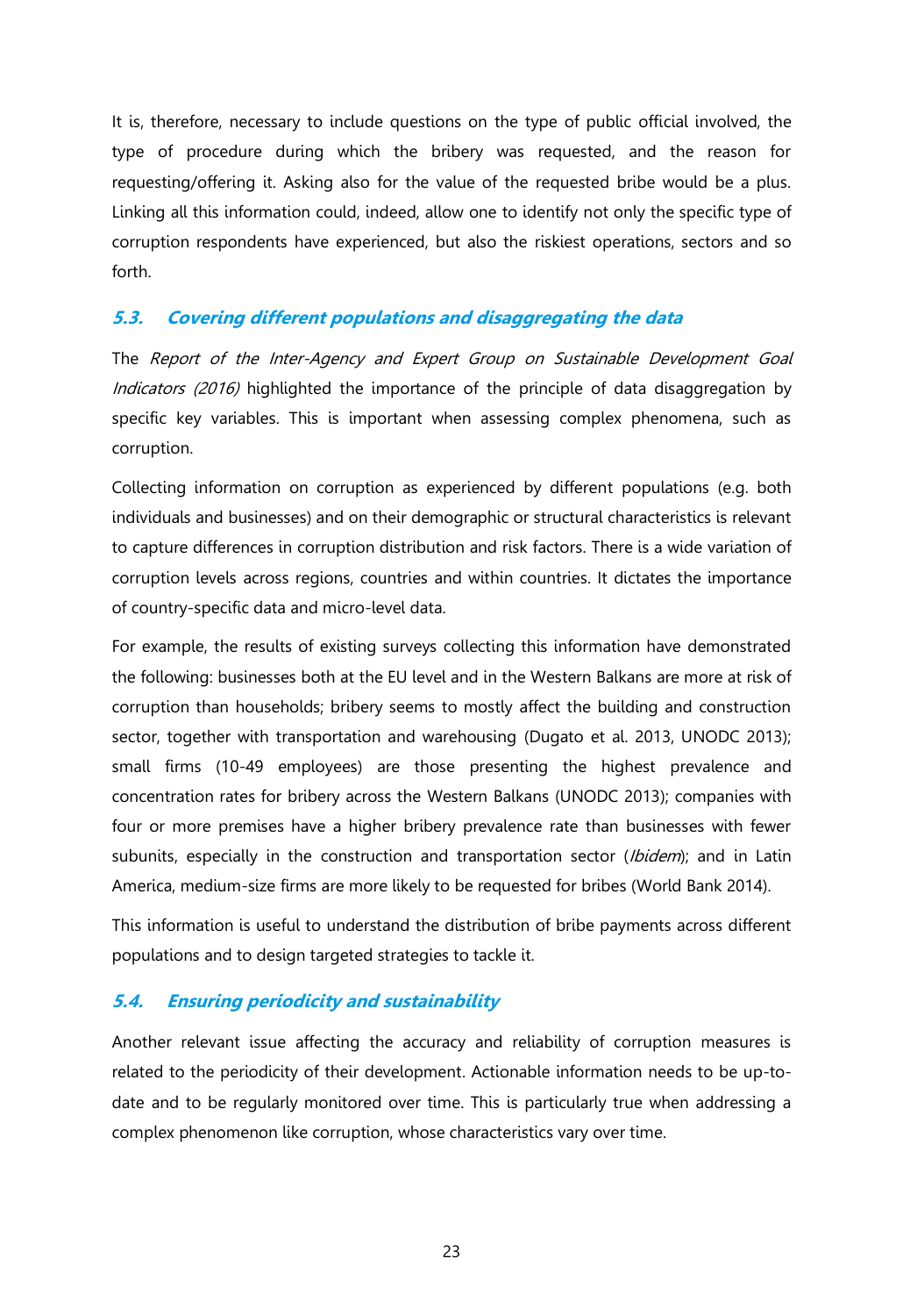It is, therefore, necessary to include questions on the type of public official involved, the type of procedure during which the bribery was requested, and the reason for requesting/offering it. Asking also for the value of the requested bribe would be a plus. Linking all this information could, indeed, allow one to identify not only the specific type of corruption respondents have experienced, but also the riskiest operations, sectors and so forth.

### 5.3. Covering different populations and disaggregating the data

The *Report of the Inter-Agency and Expert Group on Sustainable Development Goal Indicators (2016)* highlighted the importance of the principle of data disaggregation by specific key variables. This is important when assessing complex phenomena, such as corruption.

Collecting information on corruption as experienced by different populations (e.g. both individuals and businesses) and on their demographic or structural characteristics is relevant to capture differences in corruption distribution and risk factors. There is a wide variation of corruption levels across regions, countries and within countries. It dictates the importance of country-specific data and micro-level data.

For example, the results of existing surveys collecting this information have demonstrated the following: businesses both at the EU level and in the Western Balkans are more at risk of corruption than households; bribery seems to mostly affect the building and construction sector, together with transportation and warehousing (Dugato et al. 2013, UNODC 2013); small firms (10-49 employees) are those presenting the highest prevalence and concentration rates for bribery across the Western Balkans (UNODC 2013); companies with four or more premises have a higher bribery prevalence rate than businesses with fewer subunits, especially in the construction and transportation sector (*Ibidem*); and in Latin America, medium-size firms are more likely to be requested for bribes (World Bank 2014).

This information is useful to understand the distribution of bribe payments across different populations and to design targeted strategies to tackle it.

### 5.4. Ensuring periodicity and sustainability

Another relevant issue affecting the accuracy and reliability of corruption measures is related to the periodicity of their development. Actionable information needs to be up-to-date and to be regularly monitored over time. This is particularly true when addressing a complex phenomenon like corruption, whose characteristics vary over time.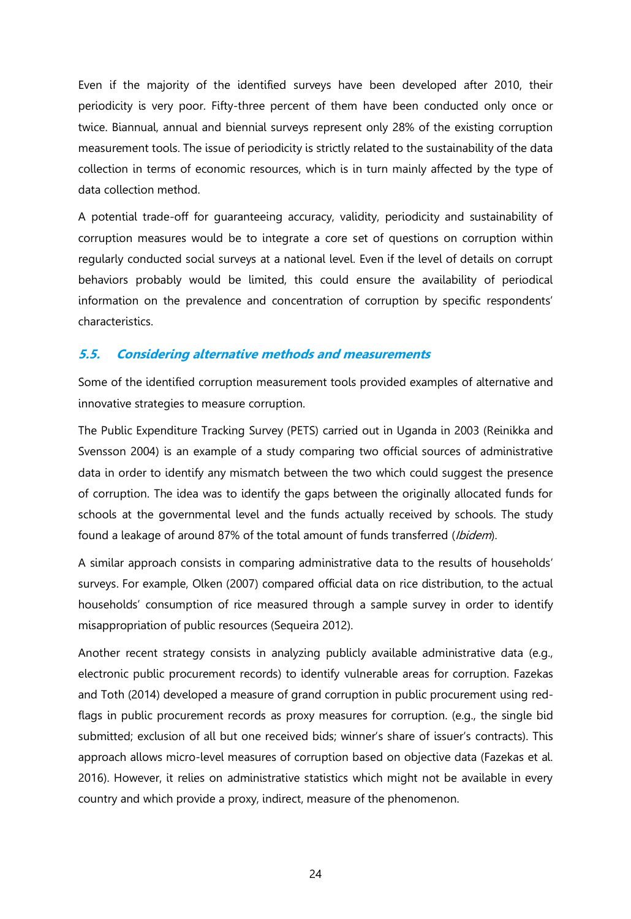Even if the majority of the identified surveys have been developed after 2010, their periodicity is very poor. Fifty-three percent of them have been conducted only once or twice. Biannual, annual and biennial surveys represent only 28% of the existing corruption measurement tools. The issue of periodicity is strictly related to the sustainability of the data collection in terms of economic resources, which is in turn mainly affected by the type of data collection method.

A potential trade-off for guaranteeing accuracy, validity, periodicity and sustainability of corruption measures would be to integrate a core set of questions on corruption within regularly conducted social surveys at a national level. Even if the level of details on corrupt behaviors probably would be limited, this could ensure the availability of periodical information on the prevalence and concentration of corruption by specific respondents' characteristics.

### *5.5. Considering alternative methods and measurements*

Some of the identified corruption measurement tools provided examples of alternative and innovative strategies to measure corruption.

The Public Expenditure Tracking Survey (PETS) carried out in Uganda in 2003 (Reinikka and Svensson 2004) is an example of a study comparing two official sources of administrative data in order to identify any mismatch between the two which could suggest the presence of corruption. The idea was to identify the gaps between the originally allocated funds for schools at the governmental level and the funds actually received by schools. The study found a leakage of around 87% of the total amount of funds transferred (*Ibidem*).

A similar approach consists in comparing administrative data to the results of households' surveys. For example, Olken (2007) compared official data on rice distribution, to the actual households' consumption of rice measured through a sample survey in order to identify misappropriation of public resources (Sequeira 2012).

Another recent strategy consists in analyzing publicly available administrative data (e.g., electronic public procurement records) to identify vulnerable areas for corruption. Fazekas and Toth (2014) developed a measure of grand corruption in public procurement using red-flags in public procurement records as proxy measures for corruption. (e.g., the single bid submitted; exclusion of all but one received bids; winner's share of issuer's contracts). This approach allows micro-level measures of corruption based on objective data (Fazekas et al. 2016). However, it relies on administrative statistics which might not be available in every country and which provide a proxy, indirect, measure of the phenomenon.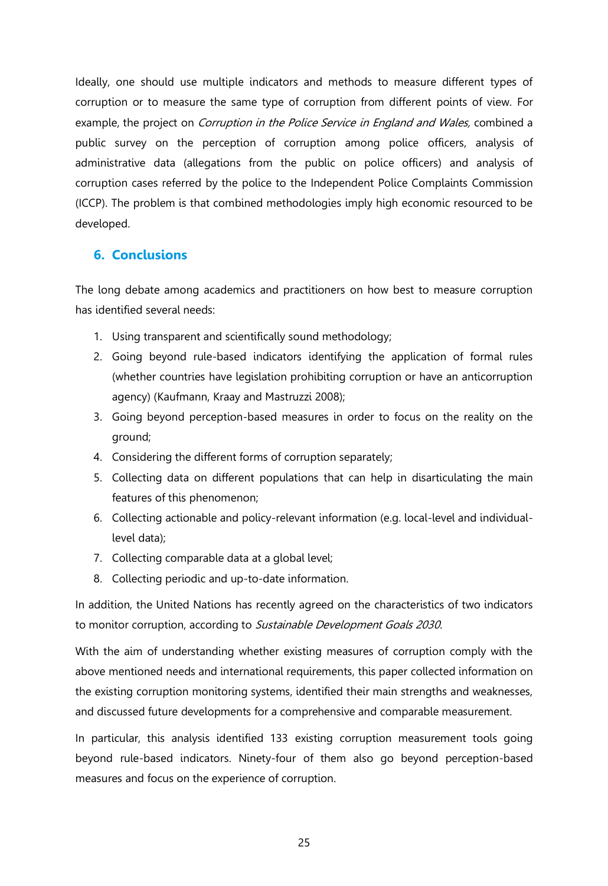Ideally, one should use multiple indicators and methods to measure different types of corruption or to measure the same type of corruption from different points of view. For example, the project on *Corruption in the Police Service in England and Wales,* combined a public survey on the perception of corruption among police officers, analysis of administrative data (allegations from the public on police officers) and analysis of corruption cases referred by the police to the Independent Police Complaints Commission (ICCP). The problem is that combined methodologies imply high economic resourced to be developed.

## 6. Conclusions

The long debate among academics and practitioners on how best to measure corruption has identified several needs:

1. Using transparent and scientifically sound methodology;
2. Going beyond rule-based indicators identifying the application of formal rules (whether countries have legislation prohibiting corruption or have an anticorruption agency) (Kaufmann, Kraay and Mastruzzi 2008);
3. Going beyond perception-based measures in order to focus on the reality on the ground;
4. Considering the different forms of corruption separately;
5. Collecting data on different populations that can help in disarticulating the main features of this phenomenon;
6. Collecting actionable and policy-relevant information (e.g. local-level and individual-level data);
7. Collecting comparable data at a global level;
8. Collecting periodic and up-to-date information.

In addition, the United Nations has recently agreed on the characteristics of two indicators to monitor corruption, according to *Sustainable Development Goals 2030*.

With the aim of understanding whether existing measures of corruption comply with the above mentioned needs and international requirements, this paper collected information on the existing corruption monitoring systems, identified their main strengths and weaknesses, and discussed future developments for a comprehensive and comparable measurement.

In particular, this analysis identified 133 existing corruption measurement tools going beyond rule-based indicators. Ninety-four of them also go beyond perception-based measures and focus on the experience of corruption.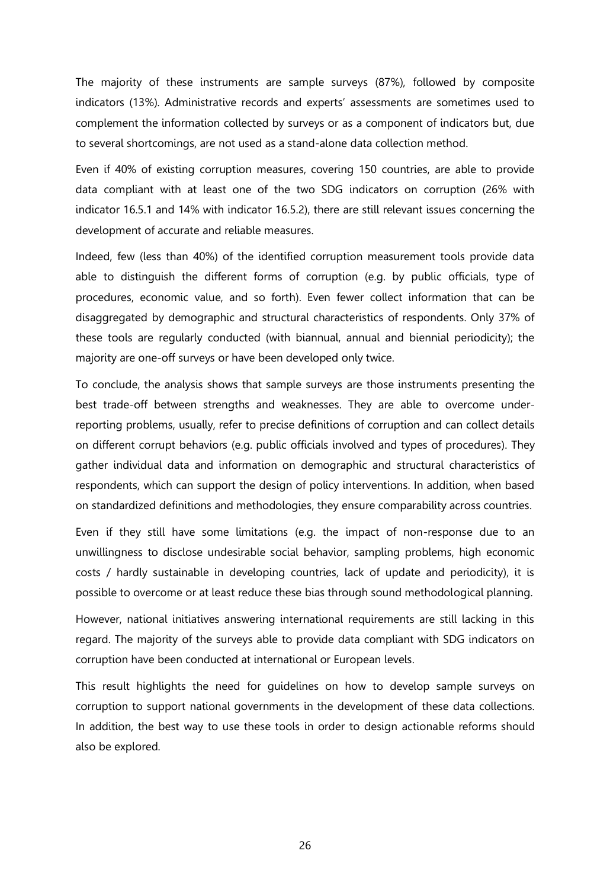The majority of these instruments are sample surveys (87%), followed by composite indicators (13%). Administrative records and experts' assessments are sometimes used to complement the information collected by surveys or as a component of indicators but, due to several shortcomings, are not used as a stand-alone data collection method.

Even if 40% of existing corruption measures, covering 150 countries, are able to provide data compliant with at least one of the two SDG indicators on corruption (26% with indicator 16.5.1 and 14% with indicator 16.5.2), there are still relevant issues concerning the development of accurate and reliable measures.

Indeed, few (less than 40%) of the identified corruption measurement tools provide data able to distinguish the different forms of corruption (e.g. by public officials, type of procedures, economic value, and so forth). Even fewer collect information that can be disaggregated by demographic and structural characteristics of respondents. Only 37% of these tools are regularly conducted (with biannual, annual and biennial periodicity); the majority are one-off surveys or have been developed only twice.

To conclude, the analysis shows that sample surveys are those instruments presenting the best trade-off between strengths and weaknesses. They are able to overcome under-reporting problems, usually, refer to precise definitions of corruption and can collect details on different corrupt behaviors (e.g. public officials involved and types of procedures). They gather individual data and information on demographic and structural characteristics of respondents, which can support the design of policy interventions. In addition, when based on standardized definitions and methodologies, they ensure comparability across countries.

Even if they still have some limitations (e.g. the impact of non-response due to an unwillingness to disclose undesirable social behavior, sampling problems, high economic costs / hardly sustainable in developing countries, lack of update and periodicity), it is possible to overcome or at least reduce these bias through sound methodological planning.

However, national initiatives answering international requirements are still lacking in this regard. The majority of the surveys able to provide data compliant with SDG indicators on corruption have been conducted at international or European levels.

This result highlights the need for guidelines on how to develop sample surveys on corruption to support national governments in the development of these data collections. In addition, the best way to use these tools in order to design actionable reforms should also be explored.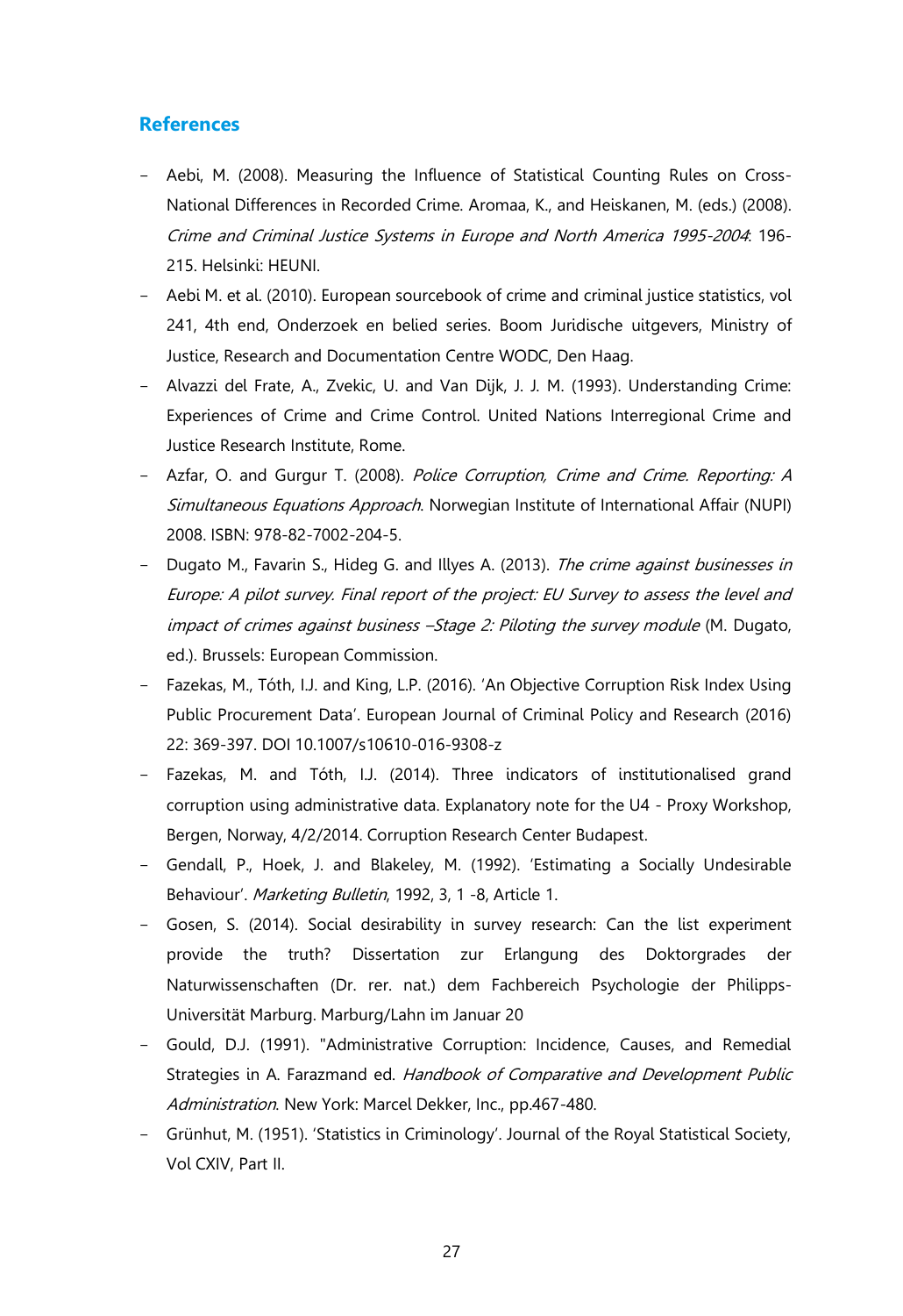## References

- Aebi, M. (2008). Measuring the Influence of Statistical Counting Rules on Cross-National Differences in Recorded Crime. Aromaa, K., and Heiskanen, M. (eds.) (2008). *Crime and Criminal Justice Systems in Europe and North America 1995-2004*: 196-215. Helsinki: HEUNI.
- Aebi M. et al. (2010). European sourcebook of crime and criminal justice statistics, vol 241, 4th end, Onderzoek en belied series. Boom Juridische uitgevers, Ministry of Justice, Research and Documentation Centre WODC, Den Haag.
- Alvazzi del Frate, A., Zvekic, U. and Van Dijk, J. J. M. (1993). Understanding Crime: Experiences of Crime and Crime Control. United Nations Interregional Crime and Justice Research Institute, Rome.
- Azfar, O. and Gurgur T. (2008). *Police Corruption, Crime and Crime. Reporting: A Simultaneous Equations Approach*. Norwegian Institute of International Affair (NUPI) 2008. ISBN: 978-82-7002-204-5.
- Dugato M., Favarin S., Hideg G. and Illyes A. (2013). *The crime against businesses in Europe: A pilot survey. Final report of the project: EU Survey to assess the level and impact of crimes against business –Stage 2: Piloting the survey module* (M. Dugato, ed.). Brussels: European Commission.
- Fazekas, M., Tóth, I.J. and King, L.P. (2016). 'An Objective Corruption Risk Index Using Public Procurement Data'. European Journal of Criminal Policy and Research (2016) 22: 369-397. DOI 10.1007/s10610-016-9308-z
- Fazekas, M. and Tóth, I.J. (2014). Three indicators of institutionalised grand corruption using administrative data. Explanatory note for the U4 - Proxy Workshop, Bergen, Norway, 4/2/2014. Corruption Research Center Budapest.
- Gendall, P., Hoek, J. and Blakeley, M. (1992). 'Estimating a Socially Undesirable Behaviour'. *Marketing Bulletin*, 1992, 3, 1 -8, Article 1.
- Gosen, S. (2014). Social desirability in survey research: Can the list experiment provide the truth? Dissertation zur Erlangung des Doktorgrades der Naturwissenschaften (Dr. rer. nat.) dem Fachbereich Psychologie der Philipps-Universität Marburg. Marburg/Lahn im Januar 20
- Gould, D.J. (1991). "Administrative Corruption: Incidence, Causes, and Remedial Strategies in A. Farazmand ed. *Handbook of Comparative and Development Public Administration*. New York: Marcel Dekker, Inc., pp.467-480.
- Grünhut, M. (1951). 'Statistics in Criminology'. Journal of the Royal Statistical Society, Vol CXIV, Part II.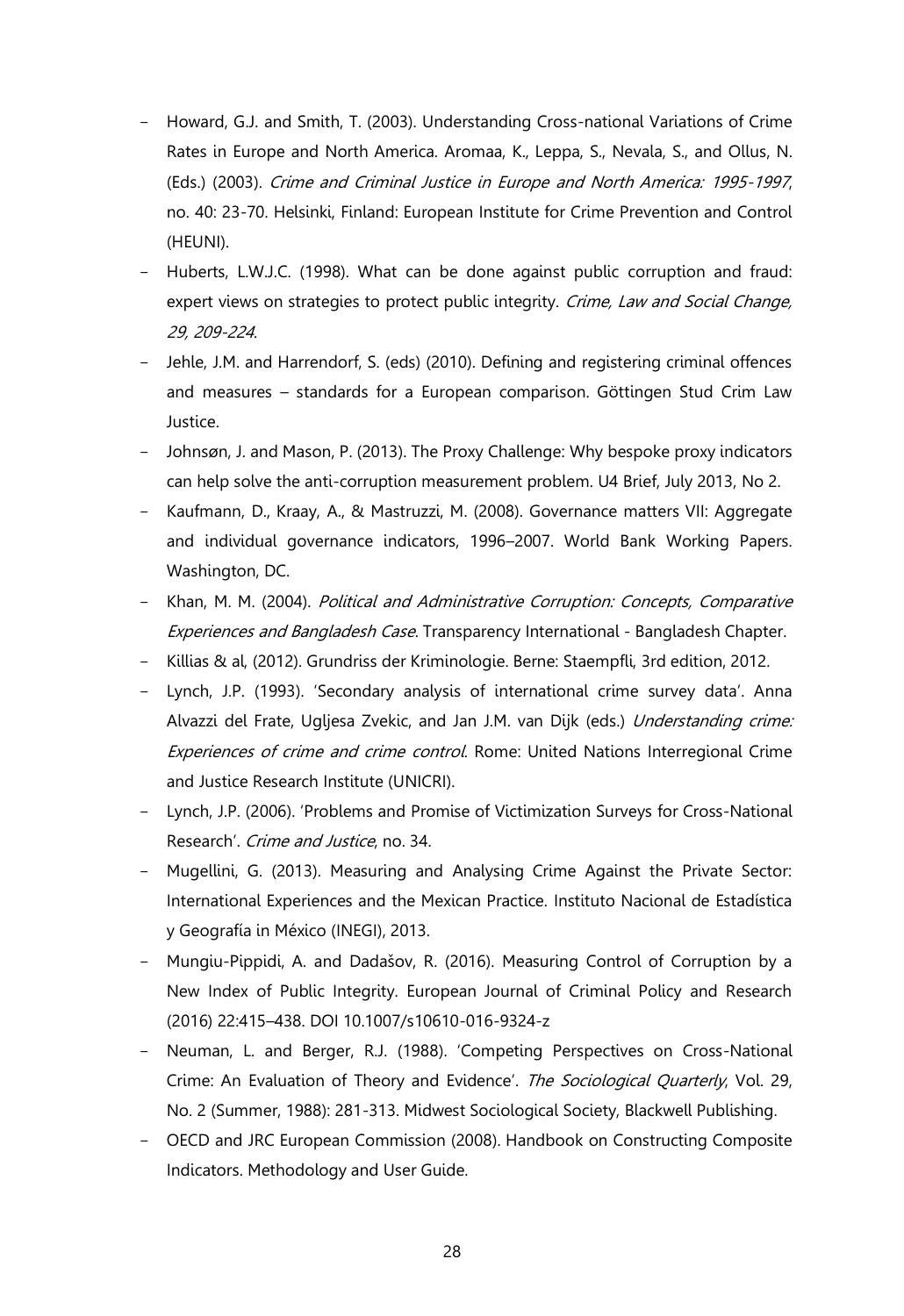- Howard, G.J. and Smith, T. (2003). Understanding Cross-national Variations of Crime Rates in Europe and North America. Aromaa, K., Leppa, S., Nevala, S., and Ollus, N. (Eds.) (2003). *Crime and Criminal Justice in Europe and North America: 1995-1997*, no. 40: 23-70. Helsinki, Finland: European Institute for Crime Prevention and Control (HEUNI).
- Huberts, L.W.J.C. (1998). What can be done against public corruption and fraud: expert views on strategies to protect public integrity. *Crime, Law and Social Change, 29, 209-224*.
- Jehle, J.M. and Harrendorf, S. (eds) (2010). Defining and registering criminal offences and measures – standards for a European comparison. Göttingen Stud Crim Law Justice.
- Johnsøn, J. and Mason, P. (2013). The Proxy Challenge: Why bespoke proxy indicators can help solve the anti-corruption measurement problem. U4 Brief, July 2013, No 2.
- Kaufmann, D., Kraay, A., & Mastruzzi, M. (2008). Governance matters VII: Aggregate and individual governance indicators, 1996–2007. World Bank Working Papers. Washington, DC.
- Khan, M. M. (2004). *Political and Administrative Corruption: Concepts, Comparative Experiences and Bangladesh Case*. Transparency International - Bangladesh Chapter.
- Killias & al, (2012). Grundriss der Kriminologie. Berne: Staempfli, 3rd edition, 2012.
- Lynch, J.P. (1993). 'Secondary analysis of international crime survey data'. Anna Alvazzi del Frate, Ugljesa Zvekic, and Jan J.M. van Dijk (eds.) *Understanding crime: Experiences of crime and crime control*. Rome: United Nations Interregional Crime and Justice Research Institute (UNICRI).
- Lynch, J.P. (2006). 'Problems and Promise of Victimization Surveys for Cross-National Research'. *Crime and Justice*, no. 34.
- Mugellini, G. (2013). Measuring and Analysing Crime Against the Private Sector: International Experiences and the Mexican Practice. Instituto Nacional de Estadística y Geografía in México (INEGI), 2013.
- Mungiu-Pippidi, A. and Dadašov, R. (2016). Measuring Control of Corruption by a New Index of Public Integrity. European Journal of Criminal Policy and Research (2016) 22:415–438. DOI 10.1007/s10610-016-9324-z
- Neuman, L. and Berger, R.J. (1988). 'Competing Perspectives on Cross-National Crime: An Evaluation of Theory and Evidence'. *The Sociological Quarterly*, Vol. 29, No. 2 (Summer, 1988): 281-313. Midwest Sociological Society, Blackwell Publishing.
- OECD and JRC European Commission (2008). Handbook on Constructing Composite Indicators. Methodology and User Guide.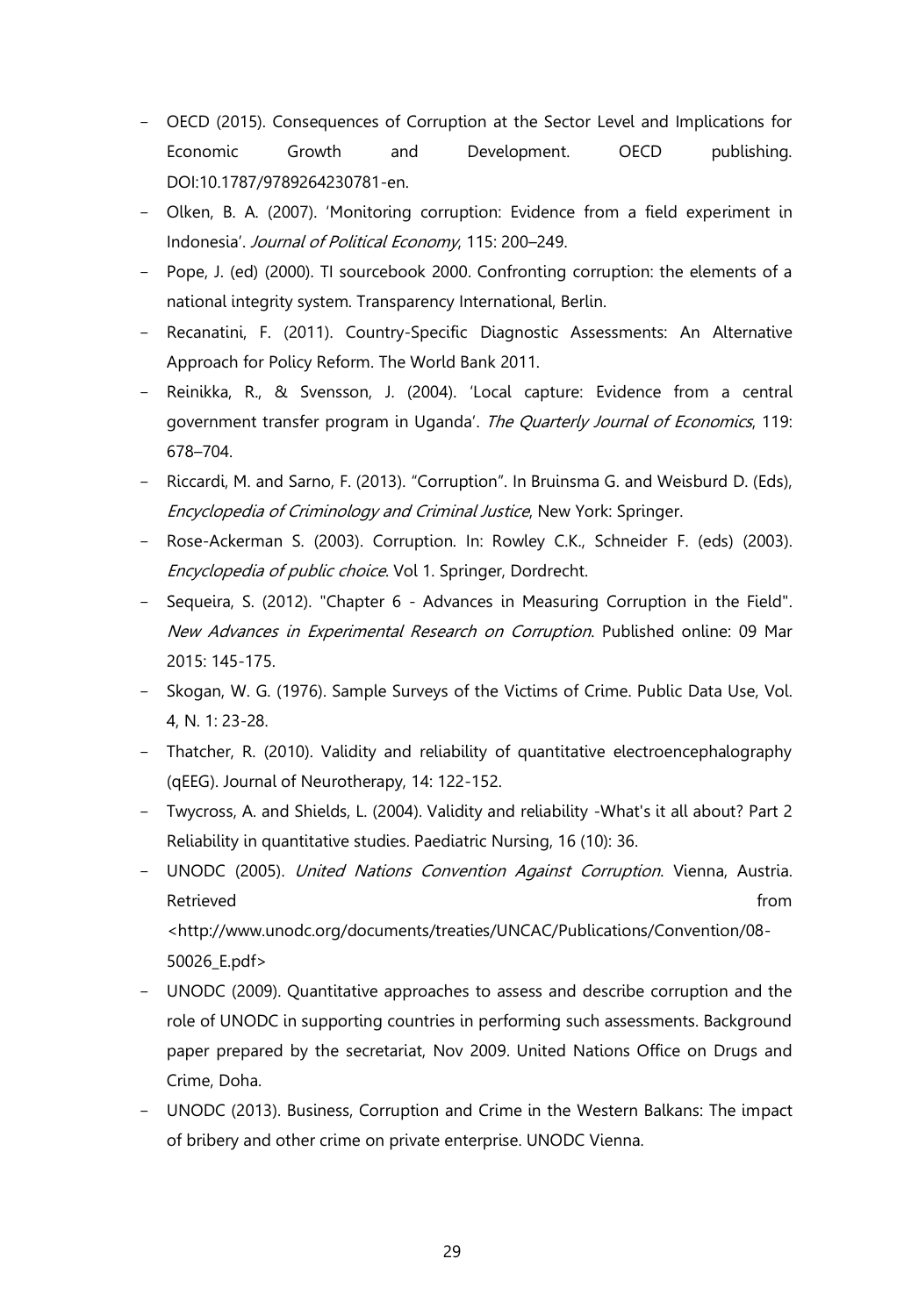- OECD (2015). Consequences of Corruption at the Sector Level and Implications for Economic Growth and Development. OECD publishing. DOI:10.1787/9789264230781-en.
- Olken, B. A. (2007). 'Monitoring corruption: Evidence from a field experiment in Indonesia'. *Journal of Political Economy*, 115: 200–249.
- Pope, J. (ed) (2000). TI sourcebook 2000. Confronting corruption: the elements of a national integrity system. Transparency International, Berlin.
- Recanatini, F. (2011). Country-Specific Diagnostic Assessments: An Alternative Approach for Policy Reform. The World Bank 2011.
- Reinikka, R., & Svensson, J. (2004). 'Local capture: Evidence from a central government transfer program in Uganda'. *The Quarterly Journal of Economics*, 119: 678–704.
- Riccardi, M. and Sarno, F. (2013). "Corruption". In Bruinsma G. and Weisburd D. (Eds), *Encyclopedia of Criminology and Criminal Justice*, New York: Springer.
- Rose-Ackerman S. (2003). Corruption. In: Rowley C.K., Schneider F. (eds) (2003). *Encyclopedia of public choice*. Vol 1. Springer, Dordrecht.
- Sequeira, S. (2012). "Chapter 6 - Advances in Measuring Corruption in the Field". *New Advances in Experimental Research on Corruption*. Published online: 09 Mar 2015: 145-175.
- Skogan, W. G. (1976). Sample Surveys of the Victims of Crime. Public Data Use, Vol. 4, N. 1: 23-28.
- Thatcher, R. (2010). Validity and reliability of quantitative electroencephalography (qEEG). Journal of Neurotherapy, 14: 122-152.
- Twycross, A. and Shields, L. (2004). Validity and reliability -What's it all about? Part 2 Reliability in quantitative studies. Paediatric Nursing, 16 (10): 36.
- UNODC (2005). *United Nations Convention Against Corruption*. Vienna, Austria. Retrieved from <http://www.unodc.org/documents/treaties/UNCAC/Publications/Convention/08-50026_E.pdf>
- UNODC (2009). Quantitative approaches to assess and describe corruption and the role of UNODC in supporting countries in performing such assessments. Background paper prepared by the secretariat, Nov 2009. United Nations Office on Drugs and Crime, Doha.
- UNODC (2013). Business, Corruption and Crime in the Western Balkans: The impact of bribery and other crime on private enterprise. UNODC Vienna.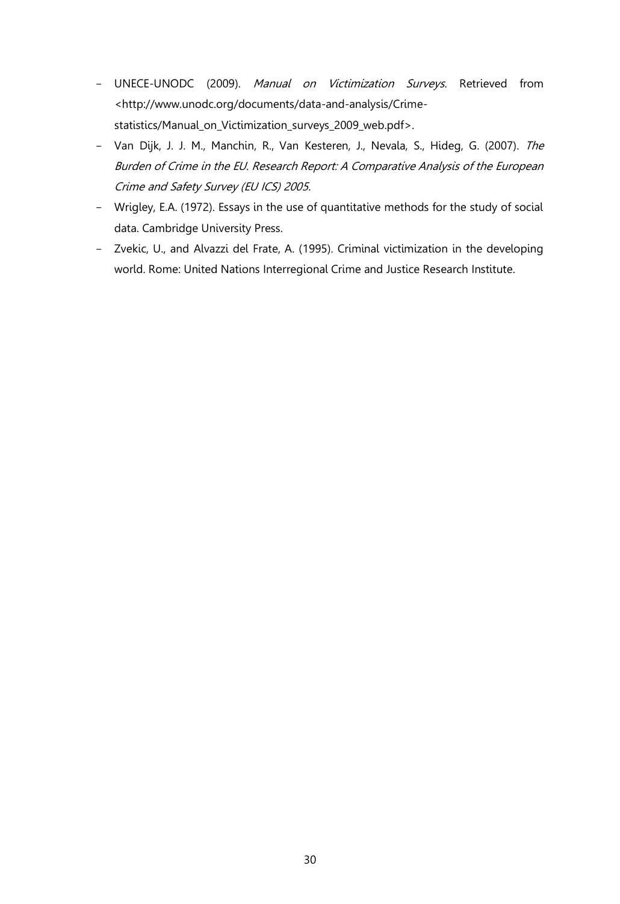- UNECE-UNODC (2009). *Manual on Victimization Surveys*. Retrieved from <http://www.unodc.org/documents/data-and-analysis/Crime-statistics/Manual_on_Victimization_surveys_2009_web.pdf>.
- Van Dijk, J. J. M., Manchin, R., Van Kesteren, J., Nevala, S., Hideg, G. (2007). *The Burden of Crime in the EU. Research Report: A Comparative Analysis of the European Crime and Safety Survey (EU ICS) 2005*.
- Wrigley, E.A. (1972). Essays in the use of quantitative methods for the study of social data. Cambridge University Press.
- Zvekic, U., and Alvazzi del Frate, A. (1995). Criminal victimization in the developing world. Rome: United Nations Interregional Crime and Justice Research Institute.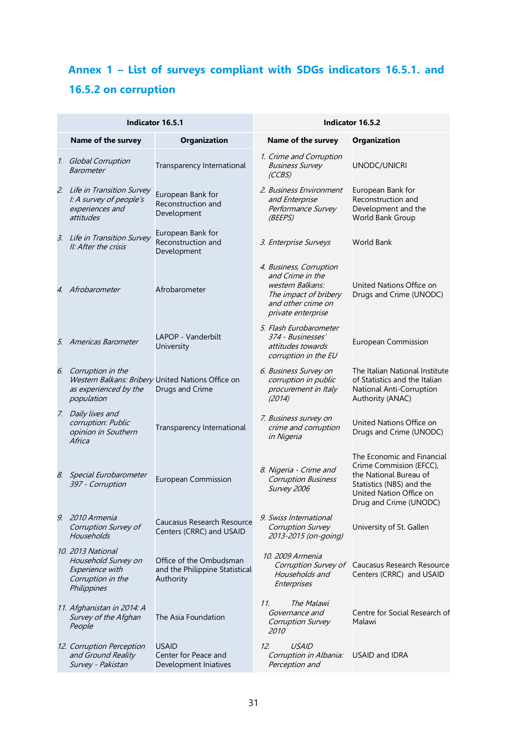## Annex 1 – List of surveys compliant with SDGs indicators 16.5.1. and 16.5.2 on corruption

| Indicator 16.5.1 | | Indicator 16.5.2 | |
|---|---|---|---|
| **Name of the survey** | **Organization** | **Name of the survey** | **Organization** |
| 1. *Global Corruption Barometer* | Transparency International | 1. *Crime and Corruption Business Survey (CCBS)* | UNODC/UNICRI |
| 2. *Life in Transition Survey I: A survey of people's experiences and attitudes* | European Bank for Reconstruction and Development | 2. *Business Environment and Enterprise Performance Survey (BEEPS)* | European Bank for Reconstruction and Development and the World Bank Group |
| 3. *Life in Transition Survey II: After the crisis* | European Bank for Reconstruction and Development | 3. *Enterprise Surveys* | World Bank |
| 4. *Afrobarometer* | Afrobarometer | 4. *Business, Corruption and Crime in the western Balkans: The impact of bribery and other crime on private enterprise* | United Nations Office on Drugs and Crime (UNODC) |
| 5. *Americas Barometer* | LAPOP - Vanderbilt University | 5. *Flash Eurobarometer 374 - Businesses' attitudes towards corruption in the EU* | European Commission |
| 6. *Corruption in the Western Balkans: Bribery as experienced by the population* | United Nations Office on Drugs and Crime | 6. *Business Survey on corruption in public procurement in Italy (2014)* | The Italian National Institute of Statistics and the Italian National Anti-Corruption Authority (ANAC) |
| 7. *Daily lives and corruption: Public opinion in Southern Africa* | Transparency International | 7. *Business survey on crime and corruption in Nigeria* | United Nations Office on Drugs and Crime (UNODC) |
| 8. *Special Eurobarometer 397 - Corruption* | European Commission | 8. *Nigeria - Crime and Corruption Business Survey 2006* | The Economic and Financial Crime Commision (EFCC), the National Bureau of Statistics (NBS) and the United Nation Office on Drug and Crime (UNODC) |
| 9. *2010 Armenia Corruption Survey of Households* | Caucasus Research Resource Centers (CRRC) and USAID | 9. *Swiss International Corruption Survey 2013-2015 (on-going)* | University of St. Gallen |
| 10. *2013 National Household Survey on Experience with Corruption in the Philippines* | Office of the Ombudsman and the Philippine Statistical Authority | 10. *2009 Armenia Corruption Survey of Households and Enterprises* | Caucasus Research Resource Centers (CRRC) and USAID |
| 11. *Afghanistan in 2014: A Survey of the Afghan People* | The Asia Foundation | 11. *The Malawi Governance and Corruption Survey 2010* | Centre for Social Research of Malawi |
| 12. *Corruption Perception and Ground Reality Survey - Pakistan* | USAID Center for Peace and Development Iniatives | 12. *USAID Corruption in Albania: Perception and* | USAID and IDRA |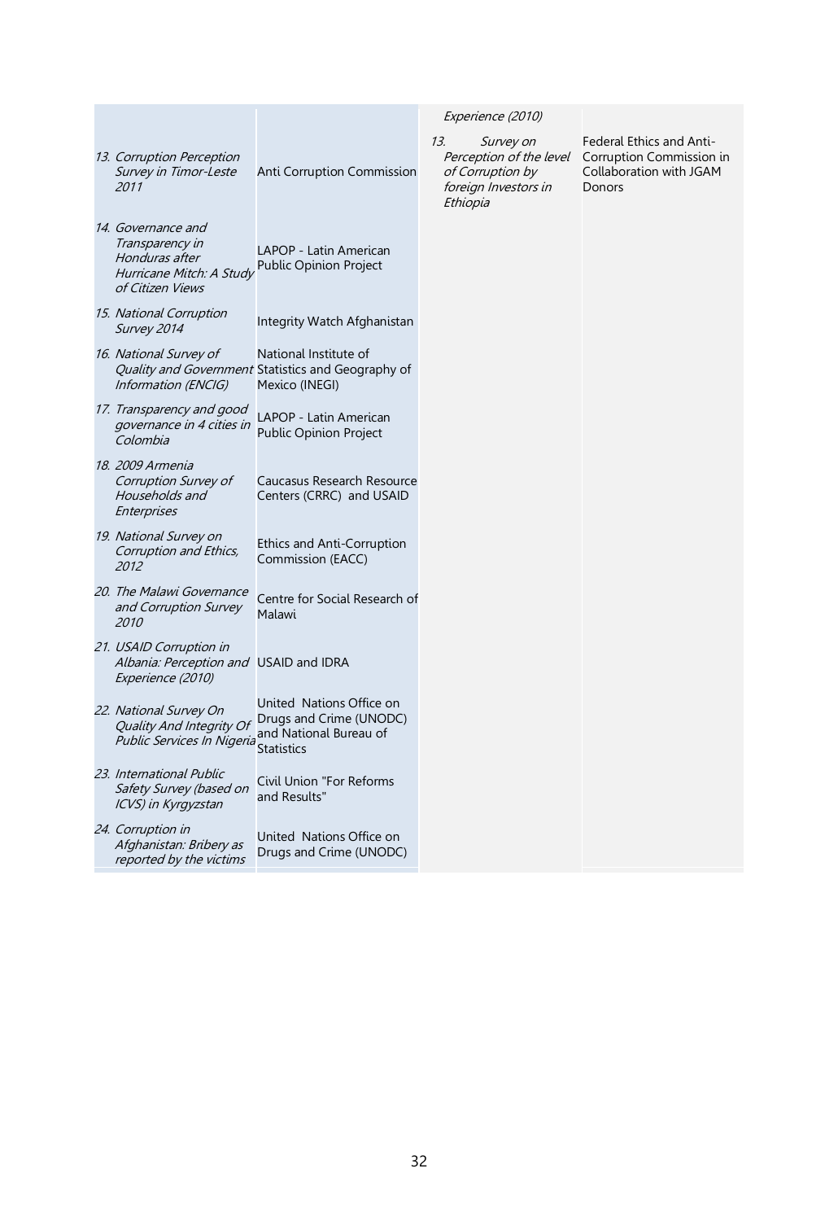| | | | |
|---|---|---|---|
| | | *Experience (2010)* | |
| *13. Corruption Perception Survey in Timor-Leste 2011* | Anti Corruption Commission | *13. Survey on Perception of the level of Corruption by foreign Investors in Ethiopia* | Federal Ethics and Anti-Corruption Commission in Collaboration with JGAM Donors |
| *14. Governance and Transparency in Honduras after Hurricane Mitch: A Study of Citizen Views* | LAPOP - Latin American Public Opinion Project | | |
| *15. National Corruption Survey 2014* | Integrity Watch Afghanistan | | |
| *16. National Survey of Quality and Government Information (ENCIG)* | National Institute of Statistics and Geography of Mexico (INEGI) | | |
| *17. Transparency and good governance in 4 cities in Colombia* | LAPOP - Latin American Public Opinion Project | | |
| *18. 2009 Armenia Corruption Survey of Households and Enterprises* | Caucasus Research Resource Centers (CRRC) and USAID | | |
| *19. National Survey on Corruption and Ethics, 2012* | Ethics and Anti-Corruption Commission (EACC) | | |
| *20. The Malawi Governance and Corruption Survey 2010* | Centre for Social Research of Malawi | | |
| *21. USAID Corruption in Albania: Perception and Experience (2010)* | USAID and IDRA | | |
| *22. National Survey On Quality And Integrity Of Public Services In Nigeria* | United Nations Office on Drugs and Crime (UNODC) and National Bureau of Statistics | | |
| *23. International Public Safety Survey (based on ICVS) in Kyrgyzstan* | Civil Union "For Reforms and Results" | | |
| *24. Corruption in Afghanistan: Bribery as reported by the victims* | United Nations Office on Drugs and Crime (UNODC) | | |